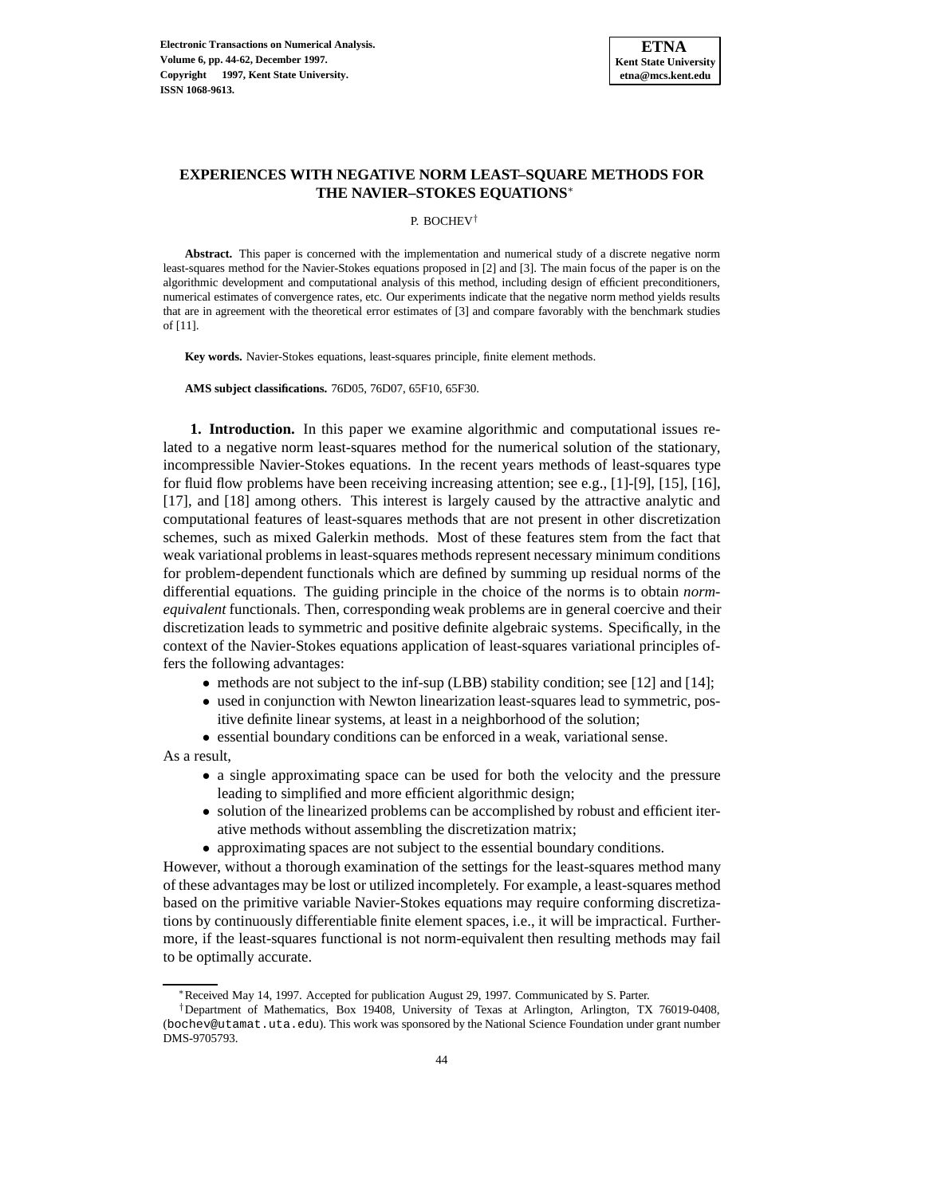# EXPERIENCES WITH NEGATIVE NORM LEAST–SQUARE METHODS FOR THE NAVIER–STOKES EQUATIONS[*]

P. BOCHEV[†]

**Abstract.** This paper is concerned with the implementation and numerical study of a discrete negative norm least-squares method for the Navier-Stokes equations proposed in [2] and [3]. The main focus of the paper is on the algorithmic development and computational analysis of this method, including design of efficient preconditioners, numerical estimates of convergence rates, etc. Our experiments indicate that the negative norm method yields results that are in agreement with the theoretical error estimates of [3] and compare favorably with the benchmark studies of [11].

**Key words.** Navier-Stokes equations, least-squares principle, finite element methods.

**AMS subject classifications.** 76D05, 76D07, 65F10, 65F30.

**1. Introduction.** In this paper we examine algorithmic and computational issues related to a negative norm least-squares method for the numerical solution of the stationary, incompressible Navier-Stokes equations. In the recent years methods of least-squares type for fluid flow problems have been receiving increasing attention; see e.g., [1]-[9], [15], [16], [17], and [18] among others. This interest is largely caused by the attractive analytic and computational features of least-squares methods that are not present in other discretization schemes, such as mixed Galerkin methods. Most of these features stem from the fact that weak variational problems in least-squares methods represent necessary minimum conditions for problem-dependent functionals which are defined by summing up residual norms of the differential equations. The guiding principle in the choice of the norms is to obtain *norm-equivalent* functionals. Then, corresponding weak problems are in general coercive and their discretization leads to symmetric and positive definite algebraic systems. Specifically, in the context of the Navier-Stokes equations application of least-squares variational principles offers the following advantages:

- methods are not subject to the inf-sup (LBB) stability condition; see [12] and [14];
- used in conjunction with Newton linearization least-squares lead to symmetric, positive definite linear systems, at least in a neighborhood of the solution;
- essential boundary conditions can be enforced in a weak, variational sense.

As a result,

- a single approximating space can be used for both the velocity and the pressure leading to simplified and more efficient algorithmic design;
- solution of the linearized problems can be accomplished by robust and efficient iterative methods without assembling the discretization matrix;
- approximating spaces are not subject to the essential boundary conditions.

However, without a thorough examination of the settings for the least-squares method many of these advantages may be lost or utilized incompletely. For example, a least-squares method based on the primitive variable Navier-Stokes equations may require conforming discretizations by continuously differentiable finite element spaces, i.e., it will be impractical. Furthermore, if the least-squares functional is not norm-equivalent then resulting methods may fail to be optimally accurate.

[*] Received May 14, 1997. Accepted for publication August 29, 1997. Communicated by S. Parter.

[†] Department of Mathematics, Box 19408, University of Texas at Arlington, Arlington, TX 76019-0408, (bochev@utamat.uta.edu). This work was sponsored by the National Science Foundation under grant number DMS-9705793.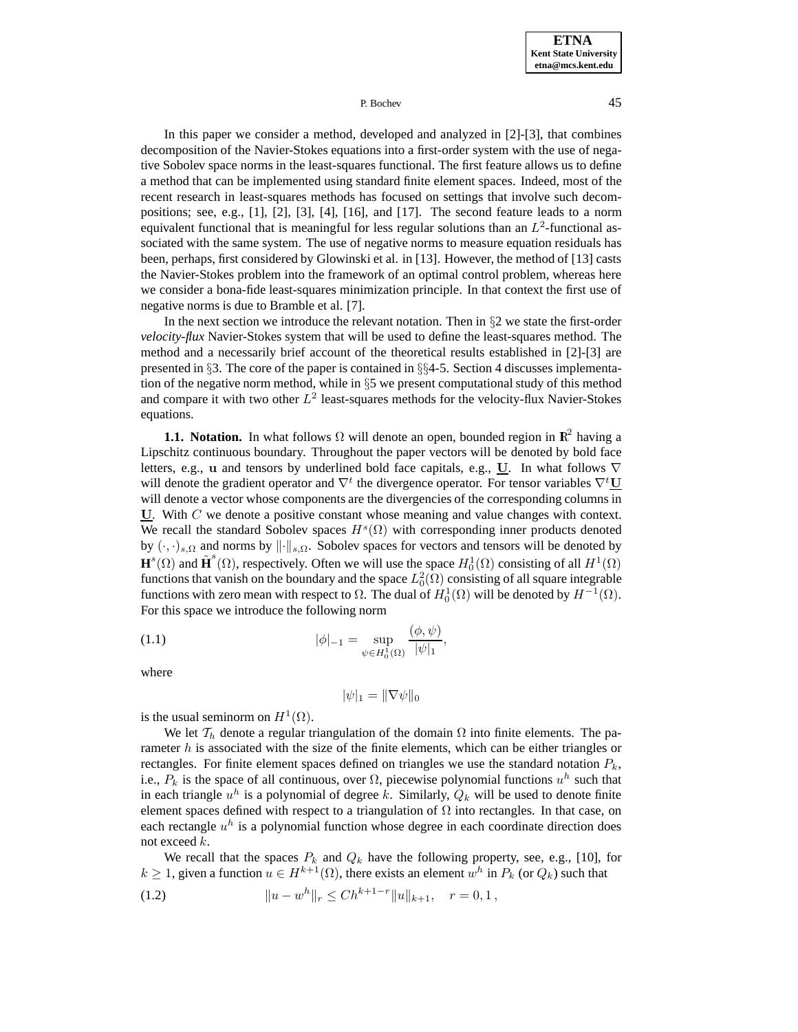In this paper we consider a method, developed and analyzed in [2]-[3], that combines decomposition of the Navier-Stokes equations into a first-order system with the use of negative Sobolev space norms in the least-squares functional. The first feature allows us to define a method that can be implemented using standard finite element spaces. Indeed, most of the recent research in least-squares methods has focused on settings that involve such decompositions; see, e.g., [1], [2], [3], [4], [16], and [17]. The second feature leads to a norm equivalent functional that is meaningful for less regular solutions than an $L^2$-functional associated with the same system. The use of negative norms to measure equation residuals has been, perhaps, first considered by Glowinski et al. in [13]. However, the method of [13] casts the Navier-Stokes problem into the framework of an optimal control problem, whereas here we consider a bona-fide least-squares minimization principle. In that context the first use of negative norms is due to Bramble et al. [7].

In the next section we introduce the relevant notation. Then in §2 we state the first-order *velocity-flux* Navier-Stokes system that will be used to define the least-squares method. The method and a necessarily brief account of the theoretical results established in [2]-[3] are presented in §3. The core of the paper is contained in §§4-5. Section 4 discusses implementation of the negative norm method, while in §5 we present computational study of this method and compare it with two other $L^2$ least-squares methods for the velocity-flux Navier-Stokes equations.

**1.1. Notation.** In what follows $\Omega$ will denote an open, bounded region in $\mathbb{R}^2$ having a Lipschitz continuous boundary. Throughout the paper vectors will be denoted by bold face letters, e.g., $\mathbf{u}$ and tensors by underlined bold face capitals, e.g., $\underline{\mathbf{U}}$. In what follows $\nabla$ will denote the gradient operator and $\nabla^t$ the divergence operator. For tensor variables $\nabla^t\underline{\mathbf{U}}$ will denote a vector whose components are the divergencies of the corresponding columns in $\underline{\mathbf{U}}$. With $C$ we denote a positive constant whose meaning and value changes with context. We recall the standard Sobolev spaces $H^s(\Omega)$ with corresponding inner products denoted by $(\cdot,\cdot)_{s,\Omega}$ and norms by $\|\cdot\|_{s,\Omega}$. Sobolev spaces for vectors and tensors will be denoted by $\mathbf{H}^s(\Omega)$ and $\tilde{\mathbf{H}}^s(\Omega)$, respectively. Often we will use the space $H^1_0(\Omega)$ consisting of all $H^1(\Omega)$ functions that vanish on the boundary and the space $L^2_0(\Omega)$ consisting of all square integrable functions with zero mean with respect to $\Omega$. The dual of $H^1_0(\Omega)$ will be denoted by $H^{-1}(\Omega)$. For this space we introduce the following norm

$$
|\phi|_{-1} = \sup_{\psi\in H^1_0(\Omega)} \frac{(\phi,\psi)}{|\psi|_1}, \tag{1.1}
$$

where

$$
|\psi|_1 = \|\nabla\psi\|_0
$$

is the usual seminorm on $H^1(\Omega)$.

We let $\mathcal{T}_h$ denote a regular triangulation of the domain $\Omega$ into finite elements. The parameter $h$ is associated with the size of the finite elements, which can be either triangles or rectangles. For finite element spaces defined on triangles we use the standard notation $P_k$, i.e., $P_k$ is the space of all continuous, over $\Omega$, piecewise polynomial functions $u^h$ such that in each triangle $u^h$ is a polynomial of degree $k$. Similarly, $Q_k$ will be used to denote finite element spaces defined with respect to a triangulation of $\Omega$ into rectangles. In that case, on each rectangle $u^h$ is a polynomial function whose degree in each coordinate direction does not exceed $k$.

We recall that the spaces $P_k$ and $Q_k$ have the following property, see, e.g., [10], for $k \geq 1$, given a function $u \in H^{k+1}(\Omega)$, there exists an element $w^h$ in $P_k$ (or $Q_k$) such that

$$
\|u - w^h\|_r \leq Ch^{k+1-r}\|u\|_{k+1}, \quad r = 0, 1\,, \tag{1.2}
$$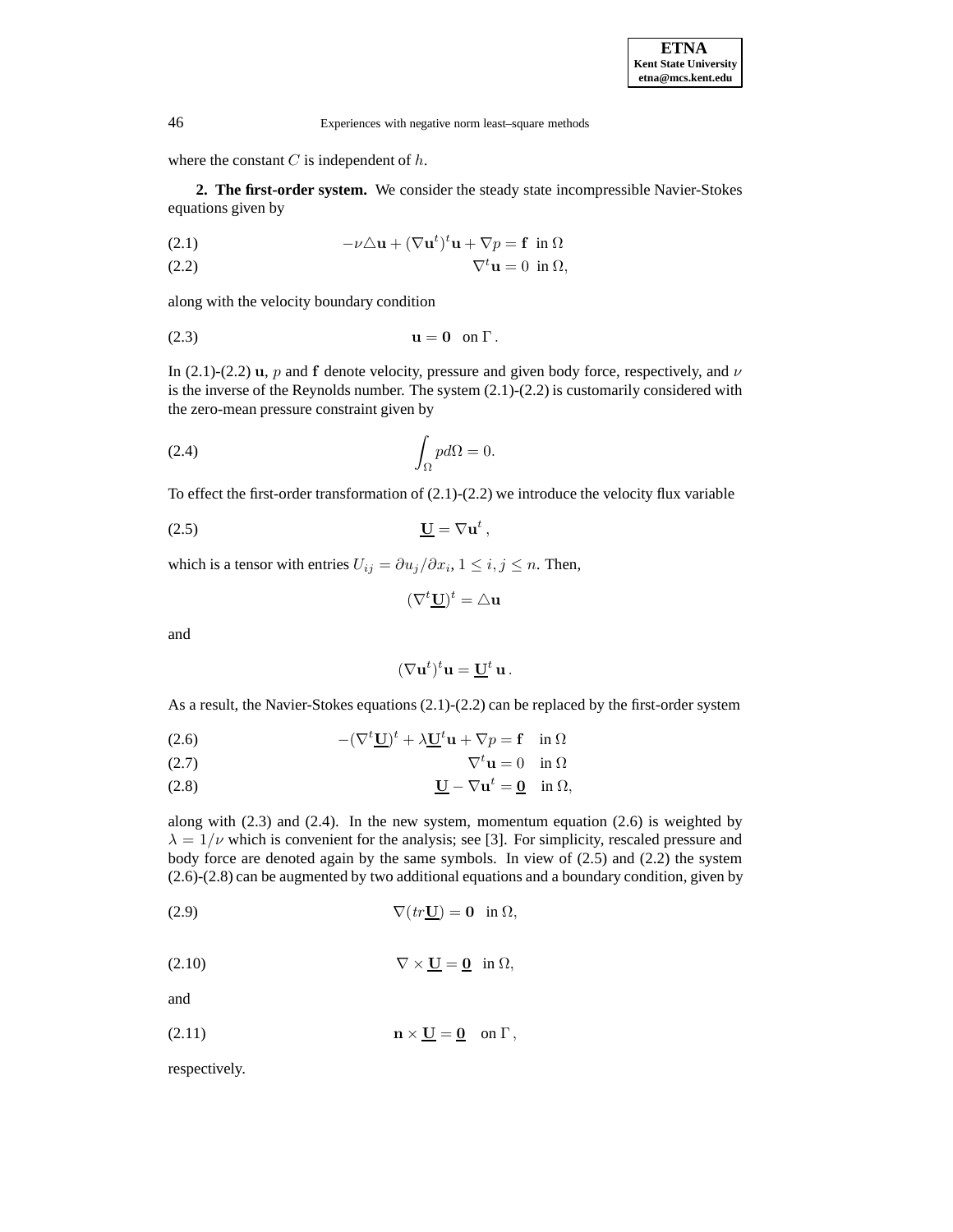where the constant $C$ is independent of $h$.

**2. The first-order system.** We consider the steady state incompressible Navier-Stokes equations given by

$$-\nu\triangle\mathbf{u} + (\nabla\mathbf{u}^t)^t\mathbf{u} + \nabla p = \mathbf{f} \;\text{ in } \Omega \tag{2.1}$$

$$\nabla^t\mathbf{u} = 0 \;\text{ in } \Omega, \tag{2.2}$$

along with the velocity boundary condition

$$\mathbf{u} = \mathbf{0} \quad \text{on } \Gamma\,. \tag{2.3}$$

In (2.1)-(2.2) $\mathbf{u}$, $p$ and $\mathbf{f}$ denote velocity, pressure and given body force, respectively, and $\nu$ is the inverse of the Reynolds number. The system (2.1)-(2.2) is customarily considered with the zero-mean pressure constraint given by

$$\int_\Omega p d\Omega = 0. \tag{2.4}$$

To effect the first-order transformation of (2.1)-(2.2) we introduce the velocity flux variable

$$\underline{\mathbf{U}} = \nabla\mathbf{u}^t\,, \tag{2.5}$$

which is a tensor with entries $U_{ij} = \partial u_j/\partial x_i$, $1 \le i, j \le n$. Then,

$$(\nabla^t\underline{\mathbf{U}})^t = \triangle\mathbf{u}$$

and

$$(\nabla\mathbf{u}^t)^t\mathbf{u} = \underline{\mathbf{U}}^t\,\mathbf{u}\,.$$

As a result, the Navier-Stokes equations (2.1)-(2.2) can be replaced by the first-order system

$$-(\nabla^t\underline{\mathbf{U}})^t + \lambda\underline{\mathbf{U}}^t\mathbf{u} + \nabla p = \mathbf{f} \quad \text{in } \Omega \tag{2.6}$$

$$\nabla^t\mathbf{u} = 0 \quad \text{in } \Omega \tag{2.7}$$

$$\underline{\mathbf{U}} - \nabla\mathbf{u}^t = \underline{\mathbf{0}} \quad \text{in } \Omega, \tag{2.8}$$

along with (2.3) and (2.4). In the new system, momentum equation (2.6) is weighted by $\lambda = 1/\nu$ which is convenient for the analysis; see [3]. For simplicity, rescaled pressure and body force are denoted again by the same symbols. In view of (2.5) and (2.2) the system (2.6)-(2.8) can be augmented by two additional equations and a boundary condition, given by

$$\nabla(tr\underline{\mathbf{U}}) = \mathbf{0} \quad \text{in } \Omega, \tag{2.9}$$

$$\nabla\times\underline{\mathbf{U}} = \underline{\mathbf{0}} \quad \text{in } \Omega, \tag{2.10}$$

and

$$\mathbf{n}\times\underline{\mathbf{U}} = \underline{\mathbf{0}} \quad \text{on } \Gamma\,, \tag{2.11}$$

respectively.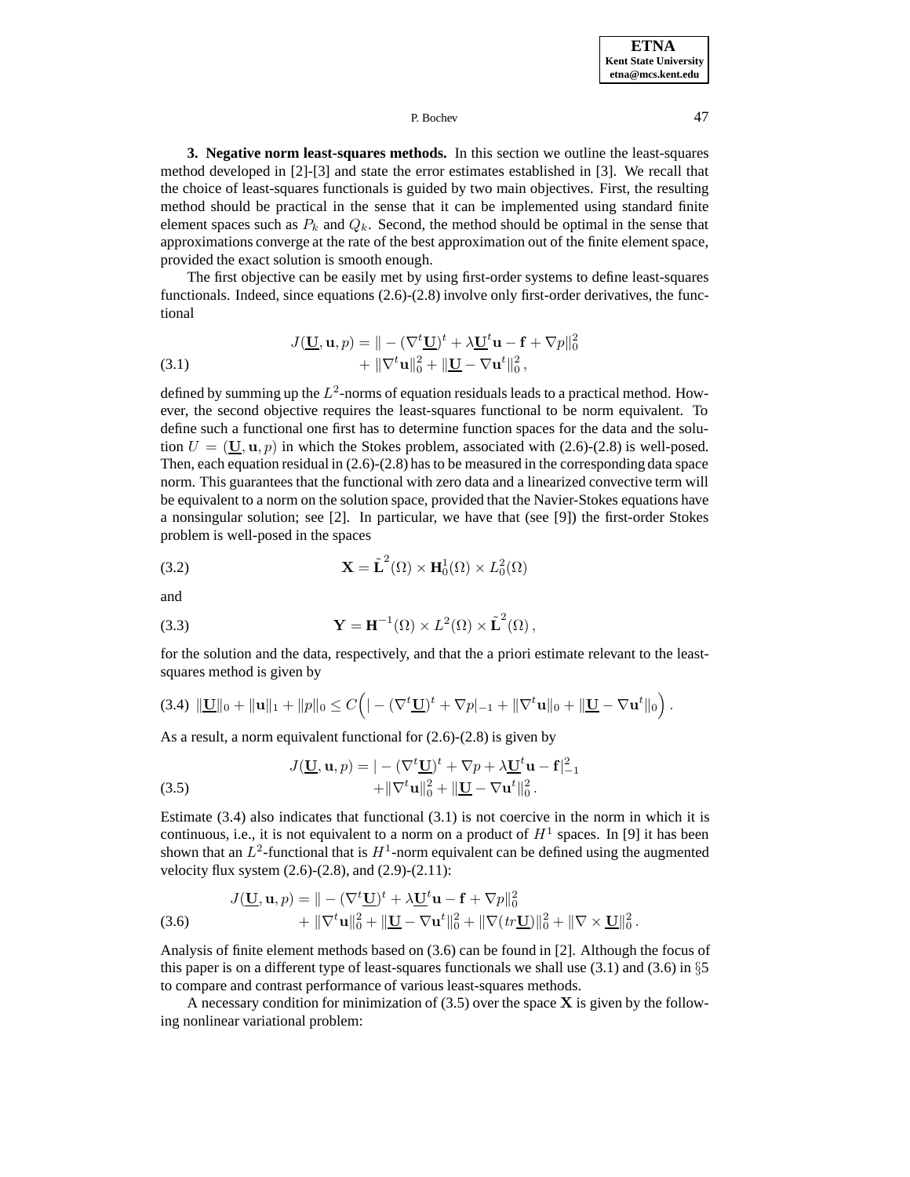**3. Negative norm least-squares methods.** In this section we outline the least-squares method developed in [2]-[3] and state the error estimates established in [3]. We recall that the choice of least-squares functionals is guided by two main objectives. First, the resulting method should be practical in the sense that it can be implemented using standard finite element spaces such as $P_k$ and $Q_k$. Second, the method should be optimal in the sense that approximations converge at the rate of the best approximation out of the finite element space, provided the exact solution is smooth enough.

The first objective can be easily met by using first-order systems to define least-squares functionals. Indeed, since equations (2.6)-(2.8) involve only first-order derivatives, the functional

$$
\begin{aligned}
J(\underline{\mathbf{U}}, \mathbf{u}, p) = & \| - (\nabla^t \underline{\mathbf{U}})^t + \lambda \underline{\mathbf{U}}^t \mathbf{u} - \mathbf{f} + \nabla p\|_0^2 \\
& + \|\nabla^t \mathbf{u}\|_0^2 + \|\underline{\mathbf{U}} - \nabla \mathbf{u}^t\|_0^2 ,
\end{aligned} \tag{3.1}
$$

defined by summing up the $L^2$-norms of equation residuals leads to a practical method. However, the second objective requires the least-squares functional to be norm equivalent. To define such a functional one first has to determine function spaces for the data and the solution $U = (\underline{\mathbf{U}}, \mathbf{u}, p)$ in which the Stokes problem, associated with (2.6)-(2.8) is well-posed. Then, each equation residual in (2.6)-(2.8) has to be measured in the corresponding data space norm. This guarantees that the functional with zero data and a linearized convective term will be equivalent to a norm on the solution space, provided that the Navier-Stokes equations have a nonsingular solution; see [2]. In particular, we have that (see [9]) the first-order Stokes problem is well-posed in the spaces

$$
\mathbf{X} = \tilde{\mathbf{L}}^2(\Omega) \times \mathbf{H}_0^1(\Omega) \times L_0^2(\Omega) \tag{3.2}
$$

and

$$
\mathbf{Y} = \mathbf{H}^{-1}(\Omega) \times L^2(\Omega) \times \tilde{\mathbf{L}}^2(\Omega) , \tag{3.3}
$$

for the solution and the data, respectively, and that the a priori estimate relevant to the least-squares method is given by

$$
\|\underline{\mathbf{U}}\|_0 + \|\mathbf{u}\|_1 + \|p\|_0 \le C\Big( | - (\nabla^t \underline{\mathbf{U}})^t + \nabla p|_{-1} + \|\nabla^t \mathbf{u}\|_0 + \|\underline{\mathbf{U}} - \nabla \mathbf{u}^t\|_0 \Big) . \tag{3.4}
$$

As a result, a norm equivalent functional for (2.6)-(2.8) is given by

$$
\begin{aligned}
J(\underline{\mathbf{U}}, \mathbf{u}, p) = & | - (\nabla^t \underline{\mathbf{U}})^t + \nabla p + \lambda \underline{\mathbf{U}}^t \mathbf{u} - \mathbf{f}|_{-1}^2 \\
& + \|\nabla^t \mathbf{u}\|_0^2 + \|\underline{\mathbf{U}} - \nabla \mathbf{u}^t\|_0^2 .
\end{aligned} \tag{3.5}
$$

Estimate (3.4) also indicates that functional (3.1) is not coercive in the norm in which it is continuous, i.e., it is not equivalent to a norm on a product of $H^1$ spaces. In [9] it has been shown that an $L^2$-functional that is $H^1$-norm equivalent can be defined using the augmented velocity flux system (2.6)-(2.8), and (2.9)-(2.11):

$$
\begin{aligned}
J(\underline{\mathbf{U}}, \mathbf{u}, p) = & \| - (\nabla^t \underline{\mathbf{U}})^t + \lambda \underline{\mathbf{U}}^t \mathbf{u} - \mathbf{f} + \nabla p\|_0^2 \\
& + \|\nabla^t \mathbf{u}\|_0^2 + \|\underline{\mathbf{U}} - \nabla \mathbf{u}^t\|_0^2 + \|\nabla (tr \underline{\mathbf{U}})\|_0^2 + \|\nabla \times \underline{\mathbf{U}}\|_0^2 .
\end{aligned} \tag{3.6}
$$

Analysis of finite element methods based on (3.6) can be found in [2]. Although the focus of this paper is on a different type of least-squares functionals we shall use (3.1) and (3.6) in §5 to compare and contrast performance of various least-squares methods.

A necessary condition for minimization of (3.5) over the space $\mathbf{X}$ is given by the following nonlinear variational problem: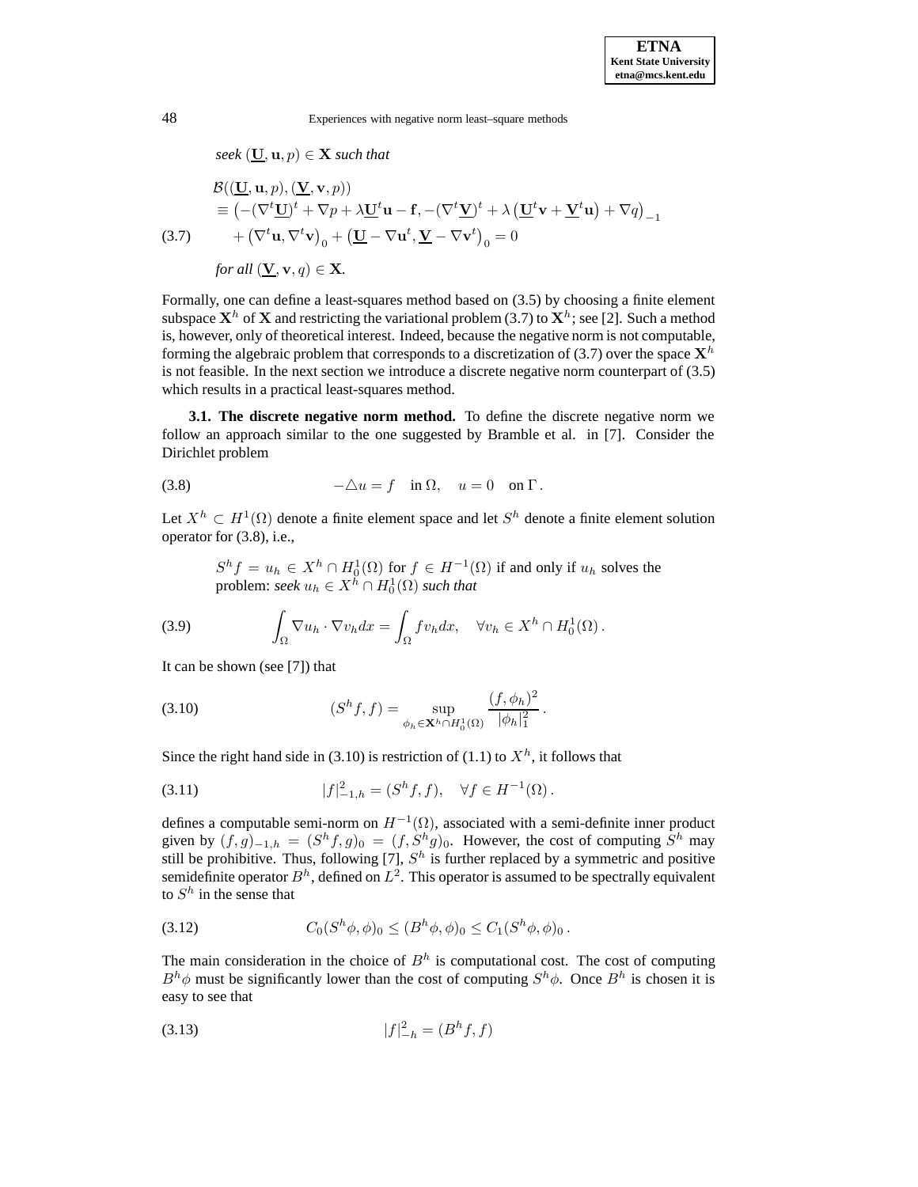*seek* $(\underline{\mathbf{U}}, \mathbf{u}, p) \in \mathbf{X}$ *such that*

$$
\begin{aligned}
&\mathcal{B}((\underline{\mathbf{U}}, \mathbf{u}, p), (\underline{\mathbf{V}}, \mathbf{v}, p)) \\
&\equiv \left(-(\nabla^t \underline{\mathbf{U}})^t + \nabla p + \lambda \underline{\mathbf{U}}^t \mathbf{u} - \mathbf{f}, -(\nabla^t \underline{\mathbf{V}})^t + \lambda\left(\underline{\mathbf{U}}^t \mathbf{v} + \underline{\mathbf{V}}^t \mathbf{u}\right) + \nabla q\right)_{-1} \\
&\quad + \left(\nabla^t \mathbf{u}, \nabla^t \mathbf{v}\right)_0 + \left(\underline{\mathbf{U}} - \nabla \mathbf{u}^t, \underline{\mathbf{V}} - \nabla \mathbf{v}^t\right)_0 = 0
\end{aligned}
\tag{3.7}
$$

*for all* $(\underline{\mathbf{V}}, \mathbf{v}, q) \in \mathbf{X}$.

Formally, one can define a least-squares method based on (3.5) by choosing a finite element subspace $\mathbf{X}^h$ of $\mathbf{X}$ and restricting the variational problem (3.7) to $\mathbf{X}^h$; see [2]. Such a method is, however, only of theoretical interest. Indeed, because the negative norm is not computable, forming the algebraic problem that corresponds to a discretization of (3.7) over the space $\mathbf{X}^h$ is not feasible. In the next section we introduce a discrete negative norm counterpart of (3.5) which results in a practical least-squares method.

**3.1. The discrete negative norm method.** To define the discrete negative norm we follow an approach similar to the one suggested by Bramble et al. in [7]. Consider the Dirichlet problem

$$
-\triangle u = f \quad \text{in } \Omega, \quad u = 0 \quad \text{on } \Gamma\,. \tag{3.8}
$$

Let $X^h \subset H^1(\Omega)$ denote a finite element space and let $S^h$ denote a finite element solution operator for (3.8), i.e.,

> $S^h f = u_h \in X^h \cap H_0^1(\Omega)$ for $f \in H^{-1}(\Omega)$ if and only if $u_h$ solves the problem: *seek* $u_h \in X^h \cap H_0^1(\Omega)$ *such that*

$$
\int_\Omega \nabla u_h \cdot \nabla v_h dx = \int_\Omega f v_h dx, \quad \forall v_h \in X^h \cap H_0^1(\Omega)\,. \tag{3.9}
$$

It can be shown (see [7]) that

$$
(S^h f, f) = \sup_{\phi_h \in \mathbf{X}^h \cap H_0^1(\Omega)} \frac{(f, \phi_h)^2}{|\phi_h|_1^2}\,. \tag{3.10}
$$

Since the right hand side in (3.10) is restriction of (1.1) to $X^h$, it follows that

$$
|f|_{-1,h}^2 = (S^h f, f), \quad \forall f \in H^{-1}(\Omega)\,. \tag{3.11}
$$

defines a computable semi-norm on $H^{-1}(\Omega)$, associated with a semi-definite inner product given by $(f,g)_{-1,h} = (S^h f, g)_0 = (f, S^h g)_0$. However, the cost of computing $S^h$ may still be prohibitive. Thus, following [7], $S^h$ is further replaced by a symmetric and positive semidefinite operator $B^h$, defined on $L^2$. This operator is assumed to be spectrally equivalent to $S^h$ in the sense that

$$
C_0 (S^h \phi, \phi)_0 \le (B^h \phi, \phi)_0 \le C_1 (S^h \phi, \phi)_0\,. \tag{3.12}
$$

The main consideration in the choice of $B^h$ is computational cost. The cost of computing $B^h \phi$ must be significantly lower than the cost of computing $S^h \phi$. Once $B^h$ is chosen it is easy to see that

$$
|f|_{-h}^2 = (B^h f, f) \tag{3.13}
$$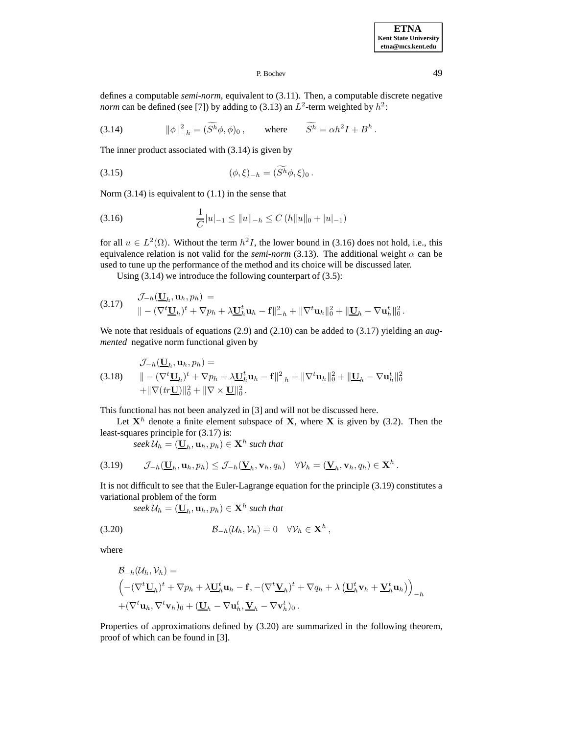defines a computable *semi-norm*, equivalent to (3.11). Then, a computable discrete negative *norm* can be defined (see [7]) by adding to (3.13) an $L^2$-term weighted by $h^2$:

$$\|\phi\|_{-h}^2 = (\widetilde{S^h}\phi, \phi)_0 \,, \qquad \text{where} \qquad \widetilde{S^h} = \alpha h^2 I + B^h \,. \tag{3.14}$$

The inner product associated with (3.14) is given by

$$(\phi, \xi)_{-h} = (\widetilde{S^h}\phi, \xi)_0 \,. \tag{3.15}$$

Norm (3.14) is equivalent to (1.1) in the sense that

$$\frac{1}{C}|u|_{-1} \le \|u\|_{-h} \le C\left(h\|u\|_0 + |u|_{-1}\right) \tag{3.16}$$

for all $u \in L^2(\Omega)$. Without the term $h^2 I$, the lower bound in (3.16) does not hold, i.e., this equivalence relation is not valid for the *semi-norm* (3.13). The additional weight $\alpha$ can be used to tune up the performance of the method and its choice will be discussed later.

Using (3.14) we introduce the following counterpart of (3.5):

$$\begin{aligned} &\mathcal{J}_{-h}(\underline{\mathbf{U}}_h, \mathbf{u}_h, p_h) = \\ &\| -(\nabla^t \underline{\mathbf{U}}_h)^t + \nabla p_h + \lambda \underline{\mathbf{U}}_h^t \mathbf{u}_h - \mathbf{f}\|_{-h}^2 + \|\nabla^t \mathbf{u}_h\|_0^2 + \|\underline{\mathbf{U}}_h - \nabla \mathbf{u}_h^t\|_0^2 \,. \end{aligned} \tag{3.17}$$

We note that residuals of equations (2.9) and (2.10) can be added to (3.17) yielding an *augmented* negative norm functional given by

$$\begin{aligned} &\mathcal{J}_{-h}(\underline{\mathbf{U}}_h, \mathbf{u}_h, p_h) = \\ &\| -(\nabla^t \underline{\mathbf{U}}_h)^t + \nabla p_h + \lambda \underline{\mathbf{U}}_h^t \mathbf{u}_h - \mathbf{f}\|_{-h}^2 + \|\nabla^t \mathbf{u}_h\|_0^2 + \|\underline{\mathbf{U}}_h - \nabla \mathbf{u}_h^t\|_0^2 \\ &+ \|\nabla(tr\underline{\mathbf{U}})\|_0^2 + \|\nabla \times \underline{\mathbf{U}}\|_0^2 \,. \end{aligned} \tag{3.18}$$

This functional has not been analyzed in [3] and will not be discussed here.

Let $\mathbf{X}^h$ denote a finite element subspace of $\mathbf{X}$, where $\mathbf{X}$ is given by (3.2). Then the least-squares principle for (3.17) is:

*seek* $\mathcal{U}_h = (\underline{\mathbf{U}}_h, \mathbf{u}_h, p_h) \in \mathbf{X}^h$ *such that*

$$\mathcal{J}_{-h}(\underline{\mathbf{U}}_h, \mathbf{u}_h, p_h) \le \mathcal{J}_{-h}(\underline{\mathbf{V}}_h, \mathbf{v}_h, q_h) \quad \forall \mathcal{V}_h = (\underline{\mathbf{V}}_h, \mathbf{v}_h, q_h) \in \mathbf{X}^h \,. \tag{3.19}$$

It is not difficult to see that the Euler-Lagrange equation for the principle (3.19) constitutes a variational problem of the form

*seek* $\mathcal{U}_h = (\underline{\mathbf{U}}_h, \mathbf{u}_h, p_h) \in \mathbf{X}^h$ *such that*

$$\mathcal{B}_{-h}(\mathcal{U}_h, \mathcal{V}_h) = 0 \quad \forall \mathcal{V}_h \in \mathbf{X}^h \,, \tag{3.20}$$

where

$$\begin{aligned} &\mathcal{B}_{-h}(\mathcal{U}_h, \mathcal{V}_h) = \\ &\Big(-(\nabla^t \underline{\mathbf{U}}_h)^t + \nabla p_h + \lambda \underline{\mathbf{U}}_h^t \mathbf{u}_h - \mathbf{f}, -(\nabla^t \underline{\mathbf{V}}_h)^t + \nabla q_h + \lambda\left(\underline{\mathbf{U}}_h^t \mathbf{v}_h + \underline{\mathbf{V}}_h^t \mathbf{u}_h\right)\Big)_{-h} \\ &+ (\nabla^t \mathbf{u}_h, \nabla^t \mathbf{v}_h)_0 + (\underline{\mathbf{U}}_h - \nabla \mathbf{u}_h^t, \underline{\mathbf{V}}_h - \nabla \mathbf{v}_h^t)_0 \,. \end{aligned}$$

Properties of approximations defined by (3.20) are summarized in the following theorem, proof of which can be found in [3].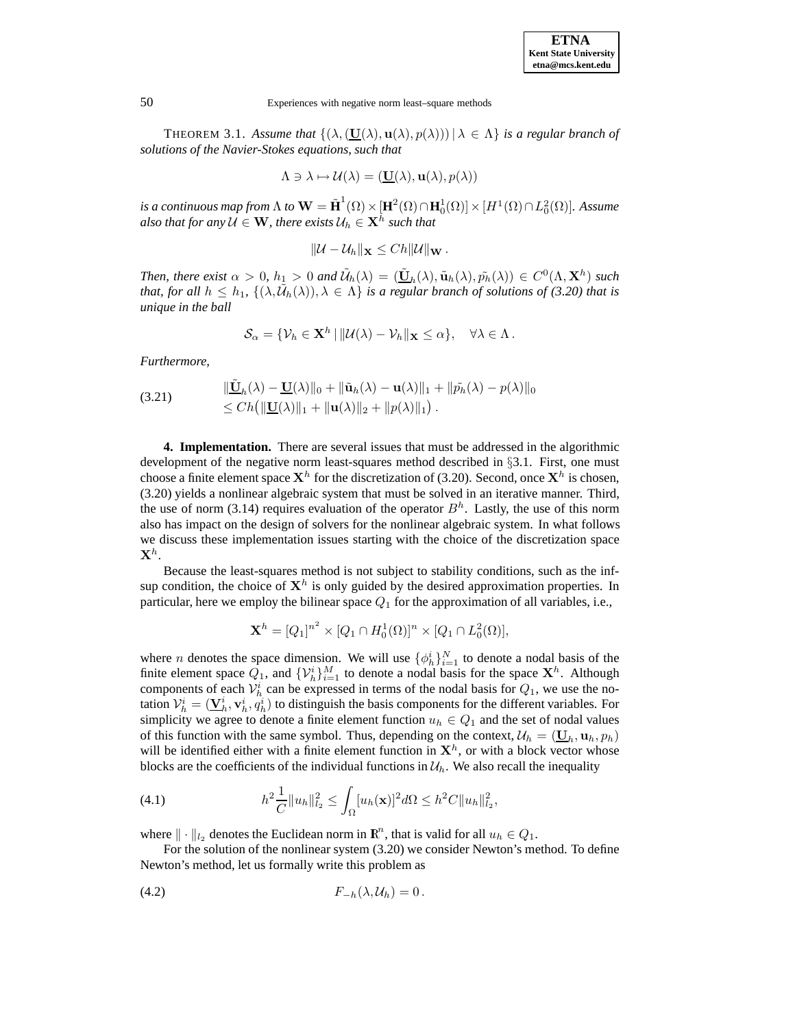THEOREM 3.1. *Assume that* $\{(\lambda, (\underline{\mathbf{U}}(\lambda), \mathbf{u}(\lambda), p(\lambda))) \mid \lambda \in \Lambda\}$ *is a regular branch of solutions of the Navier-Stokes equations, such that*

$$\Lambda \ni \lambda \mapsto \mathcal{U}(\lambda) = (\underline{\mathbf{U}}(\lambda), \mathbf{u}(\lambda), p(\lambda))$$

*is a continuous map from* $\Lambda$ *to* $\mathbf{W} = \tilde{\mathbf{H}}^1(\Omega) \times [\mathbf{H}^2(\Omega) \cap \mathbf{H}^1_0(\Omega)] \times [H^1(\Omega) \cap L^2_0(\Omega)]$*. Assume also that for any* $\mathcal{U} \in \mathbf{W}$*, there exists* $\mathcal{U}_h \in \mathbf{X}^h$ *such that*

$$\|\mathcal{U} - \mathcal{U}_h\|_{\mathbf{X}} \le Ch\|\mathcal{U}\|_{\mathbf{W}}\,.$$

*Then, there exist* $\alpha > 0$*,* $h_1 > 0$ *and* $\tilde{\mathcal{U}}_h(\lambda) = (\tilde{\underline{\mathbf{U}}}_h(\lambda), \tilde{\mathbf{u}}_h(\lambda), \tilde{p_h}(\lambda)) \in C^0(\Lambda, \mathbf{X}^h)$ *such that, for all* $h \le h_1$*,* $\{(\lambda, \tilde{\mathcal{U}}_h(\lambda)), \lambda \in \Lambda\}$ *is a regular branch of solutions of (3.20) that is unique in the ball*

$$\mathcal{S}_\alpha = \{\mathcal{V}_h \in \mathbf{X}^h \mid \|\mathcal{U}(\lambda) - \mathcal{V}_h\|_{\mathbf{X}} \le \alpha\}, \quad \forall \lambda \in \Lambda\,.$$

*Furthermore,*

$$\begin{aligned} &\|\tilde{\underline{\mathbf{U}}}_h(\lambda) - \underline{\mathbf{U}}(\lambda)\|_0 + \|\tilde{\mathbf{u}}_h(\lambda) - \mathbf{u}(\lambda)\|_1 + \|\tilde{p_h}(\lambda) - p(\lambda)\|_0 \\ &\le Ch\big(\|\underline{\mathbf{U}}(\lambda)\|_1 + \|\mathbf{u}(\lambda)\|_2 + \|p(\lambda)\|_1\big)\,. \end{aligned} \tag{3.21}$$

**4. Implementation.** There are several issues that must be addressed in the algorithmic development of the negative norm least-squares method described in §3.1. First, one must choose a finite element space $\mathbf{X}^h$ for the discretization of (3.20). Second, once $\mathbf{X}^h$ is chosen, (3.20) yields a nonlinear algebraic system that must be solved in an iterative manner. Third, the use of norm (3.14) requires evaluation of the operator $B^h$. Lastly, the use of this norm also has impact on the design of solvers for the nonlinear algebraic system. In what follows we discuss these implementation issues starting with the choice of the discretization space $\mathbf{X}^h$.

Because the least-squares method is not subject to stability conditions, such as the inf-sup condition, the choice of $\mathbf{X}^h$ is only guided by the desired approximation properties. In particular, here we employ the bilinear space $Q_1$ for the approximation of all variables, i.e.,

$$\mathbf{X}^h = [Q_1]^{n^2} \times [Q_1 \cap H^1_0(\Omega)]^n \times [Q_1 \cap L^2_0(\Omega)],$$

where $n$ denotes the space dimension. We will use $\{\phi_h^i\}_{i=1}^N$ to denote a nodal basis of the finite element space $Q_1$, and $\{\mathcal{V}_h^i\}_{i=1}^M$ to denote a nodal basis for the space $\mathbf{X}^h$. Although components of each $\mathcal{V}_h^i$ can be expressed in terms of the nodal basis for $Q_1$, we use the notation $\mathcal{V}_h^i = (\underline{\mathbf{V}}_h^i, \mathbf{v}_h^i, q_h^i)$ to distinguish the basis components for the different variables. For simplicity we agree to denote a finite element function $u_h \in Q_1$ and the set of nodal values of this function with the same symbol. Thus, depending on the context, $\mathcal{U}_h = (\underline{\mathbf{U}}_h, \mathbf{u}_h, p_h)$ will be identified either with a finite element function in $\mathbf{X}^h$, or with a block vector whose blocks are the coefficients of the individual functions in $\mathcal{U}_h$. We also recall the inequality

$$h^2\frac{1}{C}\|u_h\|_{l_2}^2 \le \int_\Omega [u_h(\mathbf{x})]^2 d\Omega \le h^2 C\|u_h\|_{l_2}^2, \tag{4.1}$$

where $\|\cdot\|_{l_2}$ denotes the Euclidean norm in $\mathbb{R}^n$, that is valid for all $u_h \in Q_1$.

For the solution of the nonlinear system (3.20) we consider Newton's method. To define Newton's method, let us formally write this problem as

$$F_{-h}(\lambda, \mathcal{U}_h) = 0\,. \tag{4.2}$$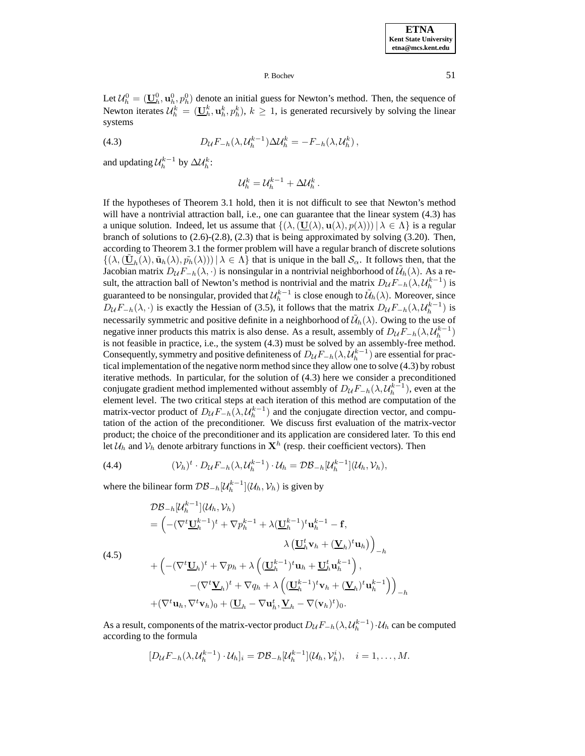Let $\mathcal{U}_h^0 = (\underline{\mathbf{U}}_h^0, \mathbf{u}_h^0, p_h^0)$ denote an initial guess for Newton's method. Then, the sequence of Newton iterates $\mathcal{U}_h^k = (\underline{\mathbf{U}}_h^k, \mathbf{u}_h^k, p_h^k)$, $k \geq 1$, is generated recursively by solving the linear systems

$$D_{\mathcal{U}} F_{-h}(\lambda, \mathcal{U}_h^{k-1}) \Delta \mathcal{U}_h^k = -F_{-h}(\lambda, \mathcal{U}_h^k)\,, \tag{4.3}$$

and updating $\mathcal{U}_h^{k-1}$ by $\Delta \mathcal{U}_h^k$:

$$\mathcal{U}_h^k = \mathcal{U}_h^{k-1} + \Delta \mathcal{U}_h^k\,.$$

If the hypotheses of Theorem 3.1 hold, then it is not difficult to see that Newton's method will have a nontrivial attraction ball, i.e., one can guarantee that the linear system (4.3) has a unique solution. Indeed, let us assume that $\{(\lambda, (\underline{\mathbf{U}}(\lambda), \mathbf{u}(\lambda), p(\lambda))) \,|\, \lambda \in \Lambda\}$ is a regular branch of solutions to (2.6)-(2.8), (2.3) that is being approximated by solving (3.20). Then, according to Theorem 3.1 the former problem will have a regular branch of discrete solutions $\{(\lambda, (\tilde{\underline{\mathbf{U}}}_h(\lambda), \tilde{\mathbf{u}}_h(\lambda), \tilde{p_h}(\lambda))) \,|\, \lambda \in \Lambda\}$ that is unique in the ball $\mathcal{S}_\alpha$. It follows then, that the Jacobian matrix $D_{\mathcal{U}} F_{-h}(\lambda, \cdot)$ is nonsingular in a nontrivial neighborhood of $\tilde{\mathcal{U}}_h(\lambda)$. As a result, the attraction ball of Newton's method is nontrivial and the matrix $D_{\mathcal{U}} F_{-h}(\lambda, \mathcal{U}_h^{k-1})$ is guaranteed to be nonsingular, provided that $\mathcal{U}_h^{k-1}$ is close enough to $\tilde{\mathcal{U}}_h(\lambda)$. Moreover, since $D_{\mathcal{U}} F_{-h}(\lambda, \cdot)$ is exactly the Hessian of (3.5), it follows that the matrix $D_{\mathcal{U}} F_{-h}(\lambda, \mathcal{U}_h^{k-1})$ is necessarily symmetric and positive definite in a neighborhood of $\tilde{\mathcal{U}}_h(\lambda)$. Owing to the use of negative inner products this matrix is also dense. As a result, assembly of $D_{\mathcal{U}} F_{-h}(\lambda, \mathcal{U}_h^{k-1})$ is not feasible in practice, i.e., the system (4.3) must be solved by an assembly-free method. Consequently, symmetry and positive definiteness of $D_{\mathcal{U}} F_{-h}(\lambda, \mathcal{U}_h^{k-1})$ are essential for practical implementation of the negative norm method since they allow one to solve (4.3) by robust iterative methods. In particular, for the solution of (4.3) here we consider a preconditioned conjugate gradient method implemented without assembly of $D_{\mathcal{U}} F_{-h}(\lambda, \mathcal{U}_h^{k-1})$, even at the element level. The two critical steps at each iteration of this method are computation of the matrix-vector product of $D_{\mathcal{U}} F_{-h}(\lambda, \mathcal{U}_h^{k-1})$ and the conjugate direction vector, and computation of the action of the preconditioner. We discuss first evaluation of the matrix-vector product; the choice of the preconditioner and its application are considered later. To this end let $\mathcal{U}_h$ and $\mathcal{V}_h$ denote arbitrary functions in $\mathbf{X}^h$ (resp. their coefficient vectors). Then

$$(\mathcal{V}_h)^t \cdot D_{\mathcal{U}} F_{-h}(\lambda, \mathcal{U}_h^{k-1}) \cdot \mathcal{U}_h = \mathcal{DB}_{-h}[\mathcal{U}_h^{k-1}](\mathcal{U}_h, \mathcal{V}_h), \tag{4.4}$$

where the bilinear form $\mathcal{DB}_{-h}[\mathcal{U}_h^{k-1}](\mathcal{U}_h, \mathcal{V}_h)$ is given by

$$\begin{aligned}
&\mathcal{DB}_{-h}[\mathcal{U}_h^{k-1}](\mathcal{U}_h, \mathcal{V}_h) \\
&= \Big( -(\nabla^t \underline{\mathbf{U}}_h^{k-1})^t + \nabla p_h^{k-1} + \lambda (\underline{\mathbf{U}}_h^{k-1})^t \mathbf{u}_h^{k-1} - \mathbf{f}, \\
&\qquad\qquad\qquad\qquad \lambda \left( \underline{\mathbf{U}}_h^t \mathbf{v}_h + (\underline{\mathbf{V}}_h)^t \mathbf{u}_h \right) \Big)_{-h} \\
&\quad + \Big( -(\nabla^t \underline{\mathbf{U}}_h)^t + \nabla p_h + \lambda \left( (\underline{\mathbf{U}}_h^{k-1})^t \mathbf{u}_h + \underline{\mathbf{U}}_h^t \mathbf{u}_h^{k-1} \right), \\
&\qquad\qquad -(\nabla^t \underline{\mathbf{V}}_h)^t + \nabla q_h + \lambda \left( (\underline{\mathbf{U}}_h^{k-1})^t \mathbf{v}_h + (\underline{\mathbf{V}}_h)^t \mathbf{u}_h^{k-1} \right) \Big)_{-h} \\
&\quad + (\nabla^t \mathbf{u}_h, \nabla^t \mathbf{v}_h)_0 + (\underline{\mathbf{U}}_h - \nabla \mathbf{u}_h^t, \underline{\mathbf{V}}_h - \nabla (\mathbf{v}_h)^t)_0.
\end{aligned} \tag{4.5}$$

As a result, components of the matrix-vector product $D_{\mathcal{U}} F_{-h}(\lambda, \mathcal{U}_h^{k-1}) \cdot \mathcal{U}_h$ can be computed according to the formula

$$[D_{\mathcal{U}} F_{-h}(\lambda, \mathcal{U}_h^{k-1}) \cdot \mathcal{U}_h]_i = \mathcal{DB}_{-h}[\mathcal{U}_h^{k-1}](\mathcal{U}_h, \mathcal{V}_h^i), \quad i = 1, \ldots, M.$$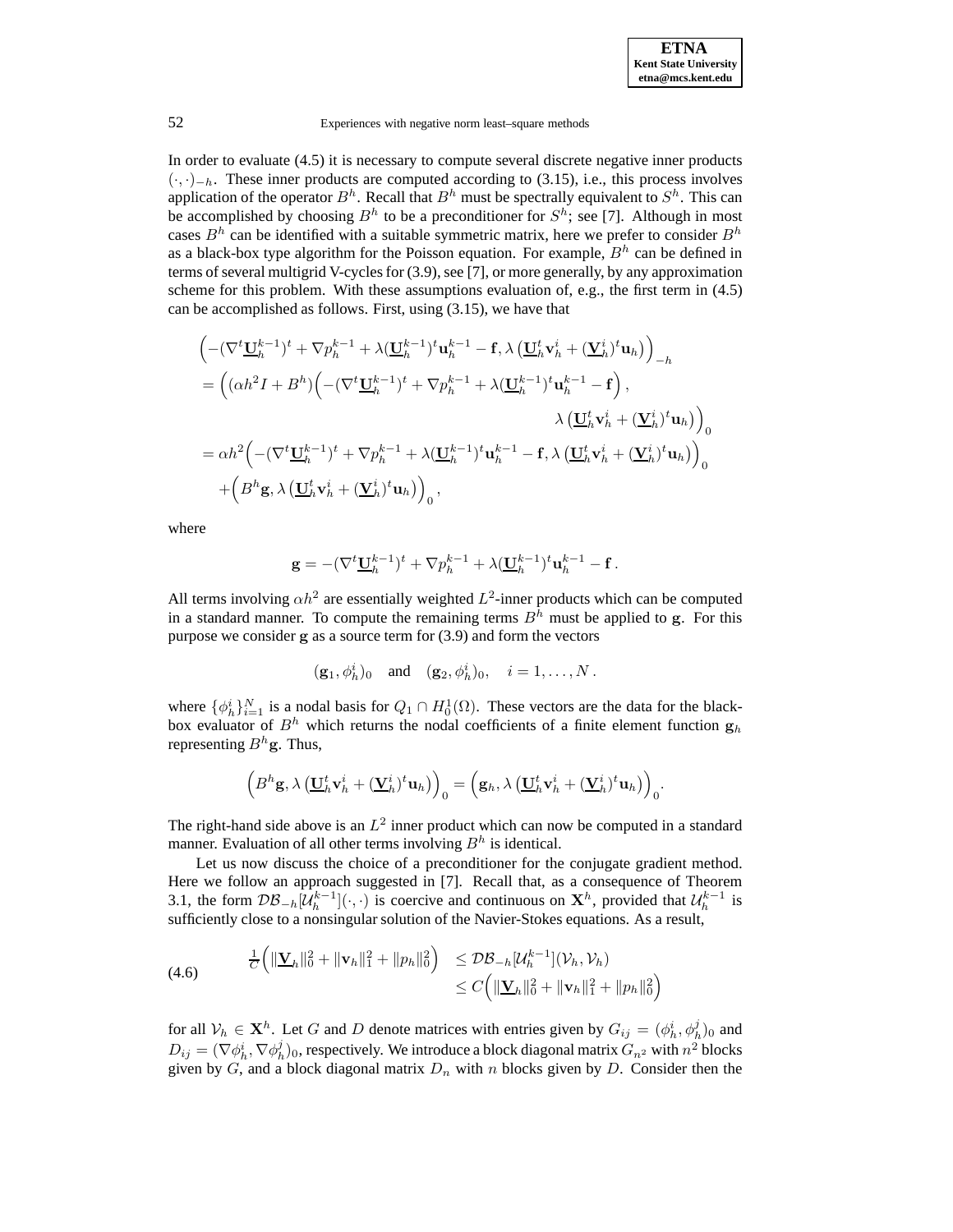In order to evaluate (4.5) it is necessary to compute several discrete negative inner products $(\cdot,\cdot)_{-h}$. These inner products are computed according to (3.15), i.e., this process involves application of the operator $B^h$. Recall that $B^h$ must be spectrally equivalent to $S^h$. This can be accomplished by choosing $B^h$ to be a preconditioner for $S^h$; see [7]. Although in most cases $B^h$ can be identified with a suitable symmetric matrix, here we prefer to consider $B^h$ as a black-box type algorithm for the Poisson equation. For example, $B^h$ can be defined in terms of several multigrid V-cycles for (3.9), see [7], or more generally, by any approximation scheme for this problem. With these assumptions evaluation of, e.g., the first term in (4.5) can be accomplished as follows. First, using (3.15), we have that

$$
\begin{aligned}
&\Big(-(\nabla^t \underline{\mathbf{U}}_h^{k-1})^t + \nabla p_h^{k-1} + \lambda(\underline{\mathbf{U}}_h^{k-1})^t \mathbf{u}_h^{k-1} - \mathbf{f}, \lambda\left(\underline{\mathbf{U}}_h^t \mathbf{v}_h^i + (\underline{\mathbf{V}}_h^i)^t \mathbf{u}_h\right)\Big)_{-h} \\
&= \Big((\alpha h^2 I + B^h)\Big(-(\nabla^t \underline{\mathbf{U}}_h^{k-1})^t + \nabla p_h^{k-1} + \lambda(\underline{\mathbf{U}}_h^{k-1})^t \mathbf{u}_h^{k-1} - \mathbf{f}\Big), \\
&\qquad\qquad\qquad\qquad\qquad\qquad\qquad\qquad \lambda\left(\underline{\mathbf{U}}_h^t \mathbf{v}_h^i + (\underline{\mathbf{V}}_h^i)^t \mathbf{u}_h\right)\Big)_0 \\
&= \alpha h^2 \Big(-(\nabla^t \underline{\mathbf{U}}_h^{k-1})^t + \nabla p_h^{k-1} + \lambda(\underline{\mathbf{U}}_h^{k-1})^t \mathbf{u}_h^{k-1} - \mathbf{f}, \lambda\left(\underline{\mathbf{U}}_h^t \mathbf{v}_h^i + (\underline{\mathbf{V}}_h^i)^t \mathbf{u}_h\right)\Big)_0 \\
&\quad + \Big(B^h \mathbf{g}, \lambda\left(\underline{\mathbf{U}}_h^t \mathbf{v}_h^i + (\underline{\mathbf{V}}_h^i)^t \mathbf{u}_h\right)\Big)_0,
\end{aligned}
$$

where

$$
\mathbf{g} = -(\nabla^t \underline{\mathbf{U}}_h^{k-1})^t + \nabla p_h^{k-1} + \lambda(\underline{\mathbf{U}}_h^{k-1})^t \mathbf{u}_h^{k-1} - \mathbf{f}\,.
$$

All terms involving $\alpha h^2$ are essentially weighted $L^2$-inner products which can be computed in a standard manner. To compute the remaining terms $B^h$ must be applied to $\mathbf{g}$. For this purpose we consider $\mathbf{g}$ as a source term for (3.9) and form the vectors

$$
(\mathbf{g}_1, \phi_h^i)_0 \quad \text{and} \quad (\mathbf{g}_2, \phi_h^i)_0, \quad i = 1, \ldots, N\,.
$$

where $\{\phi_h^i\}_{i=1}^N$ is a nodal basis for $Q_1 \cap H_0^1(\Omega)$. These vectors are the data for the black-box evaluator of $B^h$ which returns the nodal coefficients of a finite element function $\mathbf{g}_h$ representing $B^h \mathbf{g}$. Thus,

$$
\Big(B^h \mathbf{g}, \lambda\left(\underline{\mathbf{U}}_h^t \mathbf{v}_h^i + (\underline{\mathbf{V}}_h^i)^t \mathbf{u}_h\right)\Big)_0 = \Big(\mathbf{g}_h, \lambda\left(\underline{\mathbf{U}}_h^t \mathbf{v}_h^i + (\underline{\mathbf{V}}_h^i)^t \mathbf{u}_h\right)\Big)_0.
$$

The right-hand side above is an $L^2$ inner product which can now be computed in a standard manner. Evaluation of all other terms involving $B^h$ is identical.

Let us now discuss the choice of a preconditioner for the conjugate gradient method. Here we follow an approach suggested in [7]. Recall that, as a consequence of Theorem 3.1, the form $\mathcal{DB}_{-h}[\mathcal{U}_h^{k-1}](\cdot,\cdot)$ is coercive and continuous on $\mathbf{X}^h$, provided that $\mathcal{U}_h^{k-1}$ is sufficiently close to a nonsingular solution of the Navier-Stokes equations. As a result,

$$
\begin{aligned}
\frac{1}{C}\Big(\|\underline{\mathbf{V}}_h\|_0^2 + \|\mathbf{v}_h\|_1^2 + \|p_h\|_0^2\Big) &\leq \mathcal{DB}_{-h}[\mathcal{U}_h^{k-1}](\mathcal{V}_h, \mathcal{V}_h) \\
&\leq C\Big(\|\underline{\mathbf{V}}_h\|_0^2 + \|\mathbf{v}_h\|_1^2 + \|p_h\|_0^2\Big)
\end{aligned}
\tag{4.6}
$$

for all $\mathcal{V}_h \in \mathbf{X}^h$. Let $G$ and $D$ denote matrices with entries given by $G_{ij} = (\phi_h^i, \phi_h^j)_0$ and $D_{ij} = (\nabla\phi_h^i, \nabla\phi_h^j)_0$, respectively. We introduce a block diagonal matrix $G_{n^2}$ with $n^2$ blocks given by $G$, and a block diagonal matrix $D_n$ with $n$ blocks given by $D$. Consider then the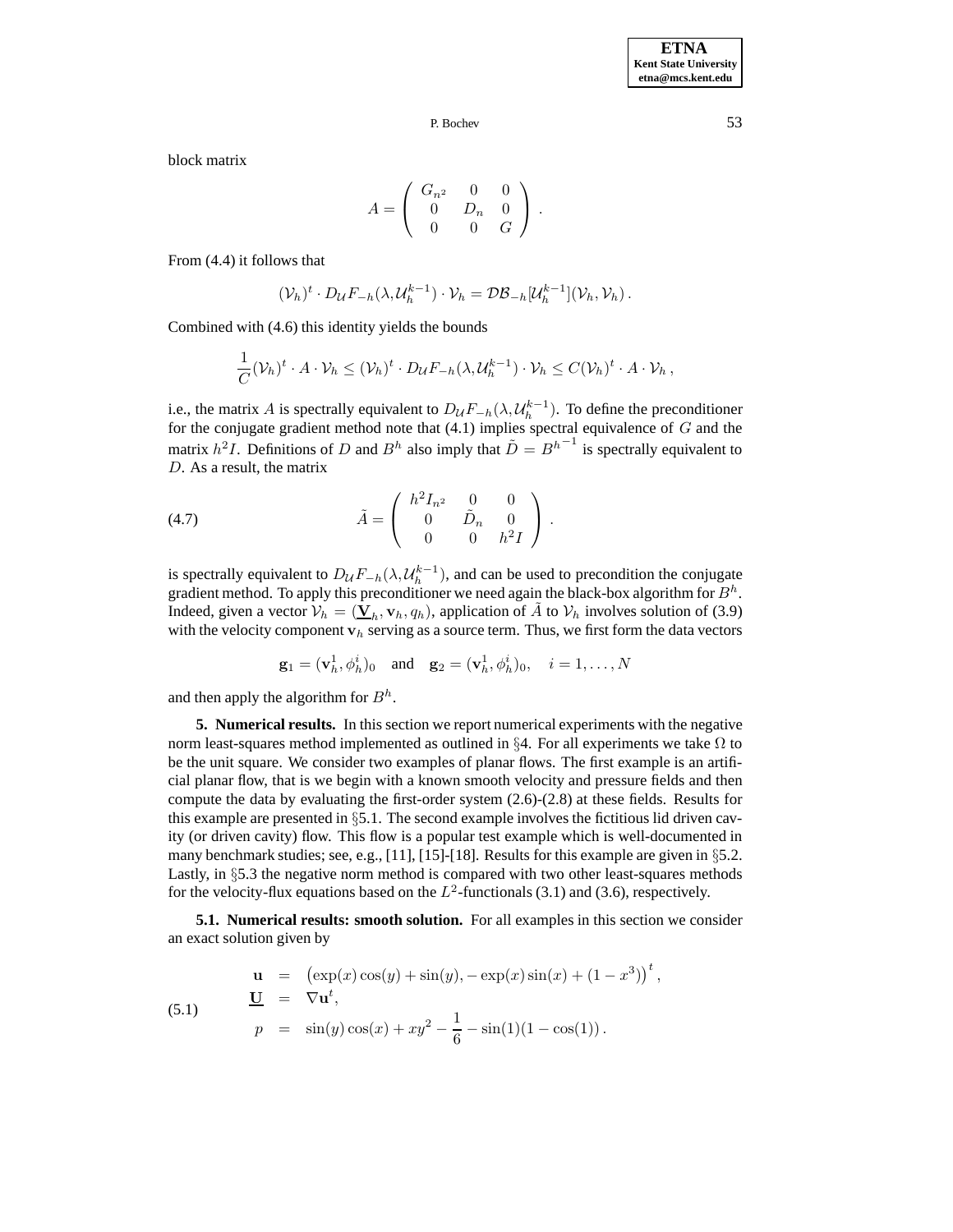block matrix

$$A = \left( \begin{array}{ccc} G_{n^2} & 0 & 0 \\ 0 & D_n & 0 \\ 0 & 0 & G \end{array} \right) .$$

From (4.4) it follows that

$$(\mathcal{V}_h)^t \cdot D_{\mathcal{U}} F_{-h}(\lambda, \mathcal{U}_h^{k-1}) \cdot \mathcal{V}_h = \mathcal{DB}_{-h}[\mathcal{U}_h^{k-1}](\mathcal{V}_h, \mathcal{V}_h) .$$

Combined with (4.6) this identity yields the bounds

$$\frac{1}{C}(\mathcal{V}_h)^t \cdot A \cdot \mathcal{V}_h \leq (\mathcal{V}_h)^t \cdot D_{\mathcal{U}} F_{-h}(\lambda, \mathcal{U}_h^{k-1}) \cdot \mathcal{V}_h \leq C (\mathcal{V}_h)^t \cdot A \cdot \mathcal{V}_h ,$$

i.e., the matrix $A$ is spectrally equivalent to $D_{\mathcal{U}} F_{-h}(\lambda, \mathcal{U}_h^{k-1})$. To define the preconditioner for the conjugate gradient method note that (4.1) implies spectral equivalence of $G$ and the matrix $h^2 I$. Definitions of $D$ and $B^h$ also imply that $\tilde{D} = {B^h}^{-1}$ is spectrally equivalent to $D$. As a result, the matrix

$$\tilde{A} = \left( \begin{array}{ccc} h^2 I_{n^2} & 0 & 0 \\ 0 & \tilde{D}_n & 0 \\ 0 & 0 & h^2 I \end{array} \right) . \tag{4.7}$$

is spectrally equivalent to $D_{\mathcal{U}} F_{-h}(\lambda, \mathcal{U}_h^{k-1})$, and can be used to precondition the conjugate gradient method. To apply this preconditioner we need again the black-box algorithm for $B^h$. Indeed, given a vector $\mathcal{V}_h = (\underline{\mathbf{V}}_h, \mathbf{v}_h, q_h)$, application of $\tilde{A}$ to $\mathcal{V}_h$ involves solution of (3.9) with the velocity component $\mathbf{v}_h$ serving as a source term. Thus, we first form the data vectors

$$\mathbf{g}_1 = (\mathbf{v}_h^1, \phi_h^i)_0 \quad \text{and} \quad \mathbf{g}_2 = (\mathbf{v}_h^1, \phi_h^i)_0, \quad i = 1, \ldots, N$$

and then apply the algorithm for $B^h$.

## 5. Numerical results.

In this section we report numerical experiments with the negative norm least-squares method implemented as outlined in §4. For all experiments we take $\Omega$ to be the unit square. We consider two examples of planar flows. The first example is an artificial planar flow, that is we begin with a known smooth velocity and pressure fields and then compute the data by evaluating the first-order system (2.6)-(2.8) at these fields. Results for this example are presented in §5.1. The second example involves the fictitious lid driven cavity (or driven cavity) flow. This flow is a popular test example which is well-documented in many benchmark studies; see, e.g., [11], [15]-[18]. Results for this example are given in §5.2. Lastly, in §5.3 the negative norm method is compared with two other least-squares methods for the velocity-flux equations based on the $L^2$-functionals (3.1) and (3.6), respectively.

### 5.1. Numerical results: smooth solution.

For all examples in this section we consider an exact solution given by

$$\begin{array}{rcl} \mathbf{u} & = & \left(\exp(x)\cos(y) + \sin(y), -\exp(x)\sin(x) + (1 - x^3)\right)^t , \\ \underline{\mathbf{U}} & = & \nabla \mathbf{u}^t , \\ p & = & \sin(y)\cos(x) + xy^2 - \dfrac{1}{6} - \sin(1)(1 - \cos(1)) . \end{array} \tag{5.1}$$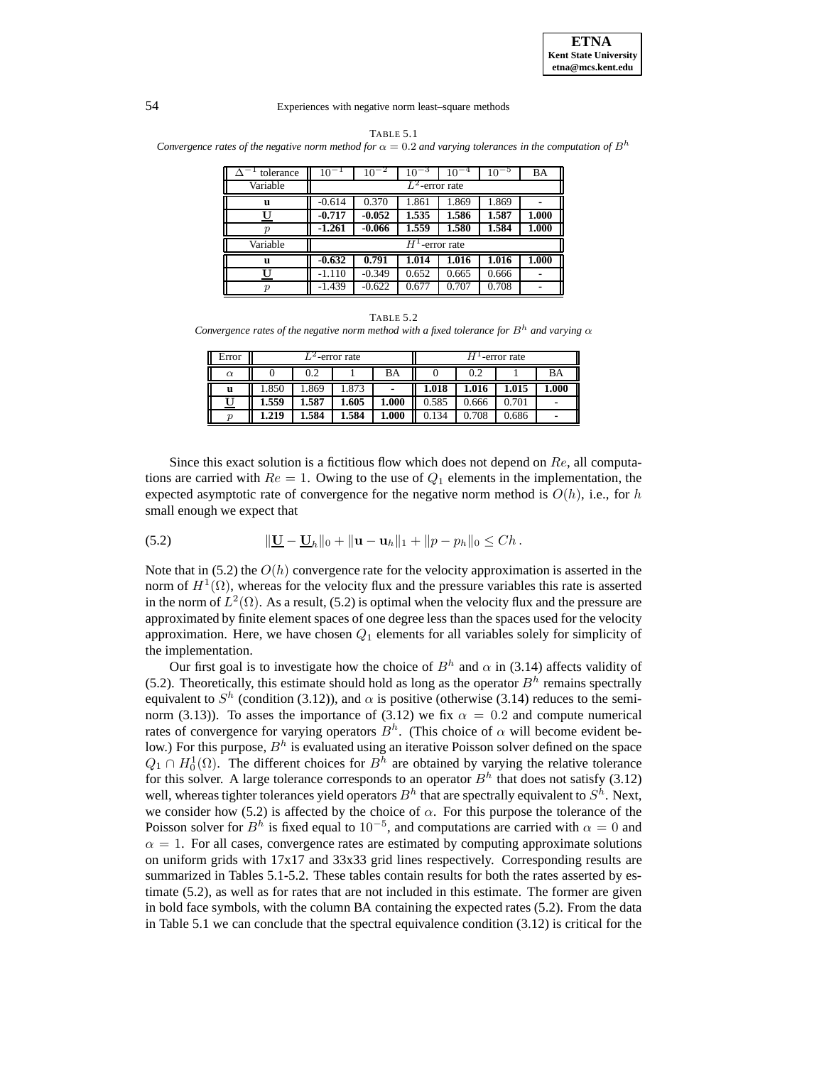TABLE 5.1

*Convergence rates of the negative norm method for $\alpha = 0.2$ and varying tolerances in the computation of $B^h$*

| $\Delta^{-1}$ tolerance | $10^{-1}$ | $10^{-2}$ | $10^{-3}$ | $10^{-4}$ | $10^{-5}$ | BA |
|---|---|---|---|---|---|---|
| Variable | $L^2$-error rate | | | | | |
| **u** | -0.614 | 0.370 | 1.861 | 1.869 | 1.869 | - |
| $\underline{\mathbf{U}}$ | **-0.717** | **-0.052** | **1.535** | **1.586** | **1.587** | **1.000** |
| $p$ | **-1.261** | **-0.066** | **1.559** | **1.580** | **1.584** | **1.000** |
| Variable | $H^1$-error rate | | | | | |
| **u** | **-0.632** | **0.791** | **1.014** | **1.016** | **1.016** | **1.000** |
| $\underline{\mathbf{U}}$ | -1.110 | -0.349 | 0.652 | 0.665 | 0.666 | - |
| $p$ | -1.439 | -0.622 | 0.677 | 0.707 | 0.708 | - |

TABLE 5.2

*Convergence rates of the negative norm method with a fixed tolerance for $B^h$ and varying $\alpha$*

| Error | $L^2$-error rate | | | | $H^1$-error rate | | | |
|---|---|---|---|---|---|---|---|---|
| $\alpha$ | 0 | 0.2 | 1 | BA | 0 | 0.2 | 1 | BA |
| **u** | 1.850 | 1.869 | 1.873 | - | **1.018** | **1.016** | **1.015** | **1.000** |
| $\underline{\mathbf{U}}$ | **1.559** | **1.587** | **1.605** | **1.000** | 0.585 | 0.666 | 0.701 | - |
| $p$ | **1.219** | **1.584** | **1.584** | **1.000** | 0.134 | 0.708 | 0.686 | - |

Since this exact solution is a fictitious flow which does not depend on $Re$, all computations are carried with $Re = 1$. Owing to the use of $Q_1$ elements in the implementation, the expected asymptotic rate of convergence for the negative norm method is $O(h)$, i.e., for $h$ small enough we expect that

$$\|\underline{\mathbf{U}} - \underline{\mathbf{U}}_h\|_0 + \|\mathbf{u} - \mathbf{u}_h\|_1 + \|p - p_h\|_0 \leq Ch\,. \tag{5.2}$$

Note that in (5.2) the $O(h)$ convergence rate for the velocity approximation is asserted in the norm of $H^1(\Omega)$, whereas for the velocity flux and the pressure variables this rate is asserted in the norm of $L^2(\Omega)$. As a result, (5.2) is optimal when the velocity flux and the pressure are approximated by finite element spaces of one degree less than the spaces used for the velocity approximation. Here, we have chosen $Q_1$ elements for all variables solely for simplicity of the implementation.

Our first goal is to investigate how the choice of $B^h$ and $\alpha$ in (3.14) affects validity of (5.2). Theoretically, this estimate should hold as long as the operator $B^h$ remains spectrally equivalent to $S^h$ (condition (3.12)), and $\alpha$ is positive (otherwise (3.14) reduces to the seminorm (3.13)). To asses the importance of (3.12) we fix $\alpha = 0.2$ and compute numerical rates of convergence for varying operators $B^h$. (This choice of $\alpha$ will become evident below.) For this purpose, $B^h$ is evaluated using an iterative Poisson solver defined on the space $Q_1 \cap H^1_0(\Omega)$. The different choices for $B^h$ are obtained by varying the relative tolerance for this solver. A large tolerance corresponds to an operator $B^h$ that does not satisfy (3.12) well, whereas tighter tolerances yield operators $B^h$ that are spectrally equivalent to $S^h$. Next, we consider how (5.2) is affected by the choice of $\alpha$. For this purpose the tolerance of the Poisson solver for $B^h$ is fixed equal to $10^{-5}$, and computations are carried with $\alpha = 0$ and $\alpha = 1$. For all cases, convergence rates are estimated by computing approximate solutions on uniform grids with 17x17 and 33x33 grid lines respectively. Corresponding results are summarized in Tables 5.1-5.2. These tables contain results for both the rates asserted by estimate (5.2), as well as for rates that are not included in this estimate. The former are given in bold face symbols, with the column BA containing the expected rates (5.2). From the data in Table 5.1 we can conclude that the spectral equivalence condition (3.12) is critical for the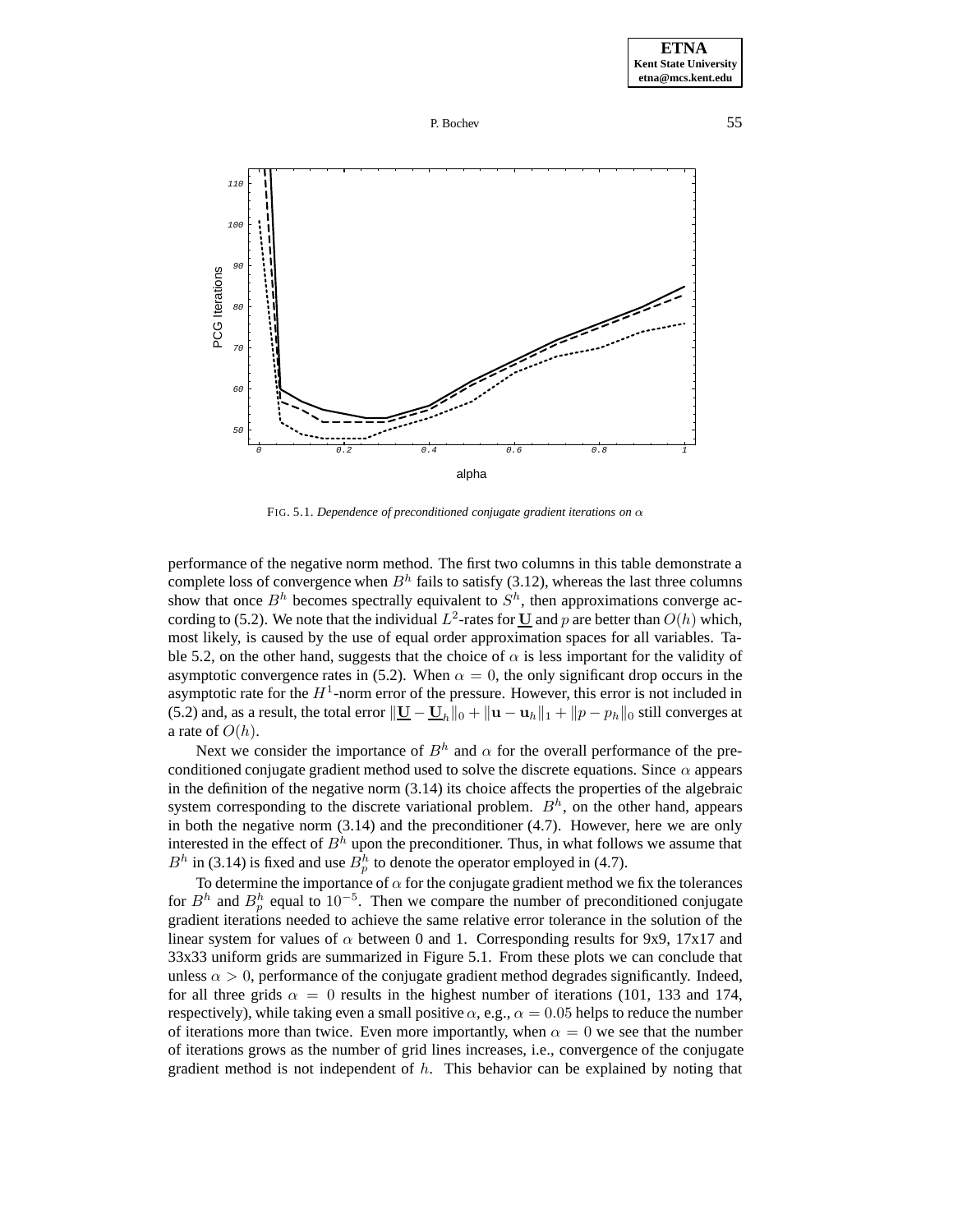PCG Iterations

110

100

90

80

70

60

50

0

0.2

0.4

0.6

0.8

1

alpha

FIG. 5.1. *Dependence of preconditioned conjugate gradient iterations on* $\alpha$

performance of the negative norm method. The first two columns in this table demonstrate a complete loss of convergence when $B^h$ fails to satisfy (3.12), whereas the last three columns show that once $B^h$ becomes spectrally equivalent to $S^h$, then approximations converge according to (5.2). We note that the individual $L^2$-rates for $\underline{\mathbf{U}}$ and $p$ are better than $O(h)$ which, most likely, is caused by the use of equal order approximation spaces for all variables. Table 5.2, on the other hand, suggests that the choice of $\alpha$ is less important for the validity of asymptotic convergence rates in (5.2). When $\alpha = 0$, the only significant drop occurs in the asymptotic rate for the $H^1$-norm error of the pressure. However, this error is not included in (5.2) and, as a result, the total error $\|\underline{\mathbf{U}} - \underline{\mathbf{U}}_h\|_0 + \|\mathbf{u} - \mathbf{u}_h\|_1 + \|p - p_h\|_0$ still converges at a rate of $O(h)$.

Next we consider the importance of $B^h$ and $\alpha$ for the overall performance of the preconditioned conjugate gradient method used to solve the discrete equations. Since $\alpha$ appears in the definition of the negative norm (3.14) its choice affects the properties of the algebraic system corresponding to the discrete variational problem. $B^h$, on the other hand, appears in both the negative norm (3.14) and the preconditioner (4.7). However, here we are only interested in the effect of $B^h$ upon the preconditioner. Thus, in what follows we assume that $B^h$ in (3.14) is fixed and use $B^h_p$ to denote the operator employed in (4.7).

To determine the importance of $\alpha$ for the conjugate gradient method we fix the tolerances for $B^h$ and $B^h_p$ equal to $10^{-5}$. Then we compare the number of preconditioned conjugate gradient iterations needed to achieve the same relative error tolerance in the solution of the linear system for values of $\alpha$ between 0 and 1. Corresponding results for 9x9, 17x17 and 33x33 uniform grids are summarized in Figure 5.1. From these plots we can conclude that unless $\alpha > 0$, performance of the conjugate gradient method degrades significantly. Indeed, for all three grids $\alpha = 0$ results in the highest number of iterations (101, 133 and 174, respectively), while taking even a small positive $\alpha$, e.g., $\alpha = 0.05$ helps to reduce the number of iterations more than twice. Even more importantly, when $\alpha = 0$ we see that the number of iterations grows as the number of grid lines increases, i.e., convergence of the conjugate gradient method is not independent of $h$. This behavior can be explained by noting that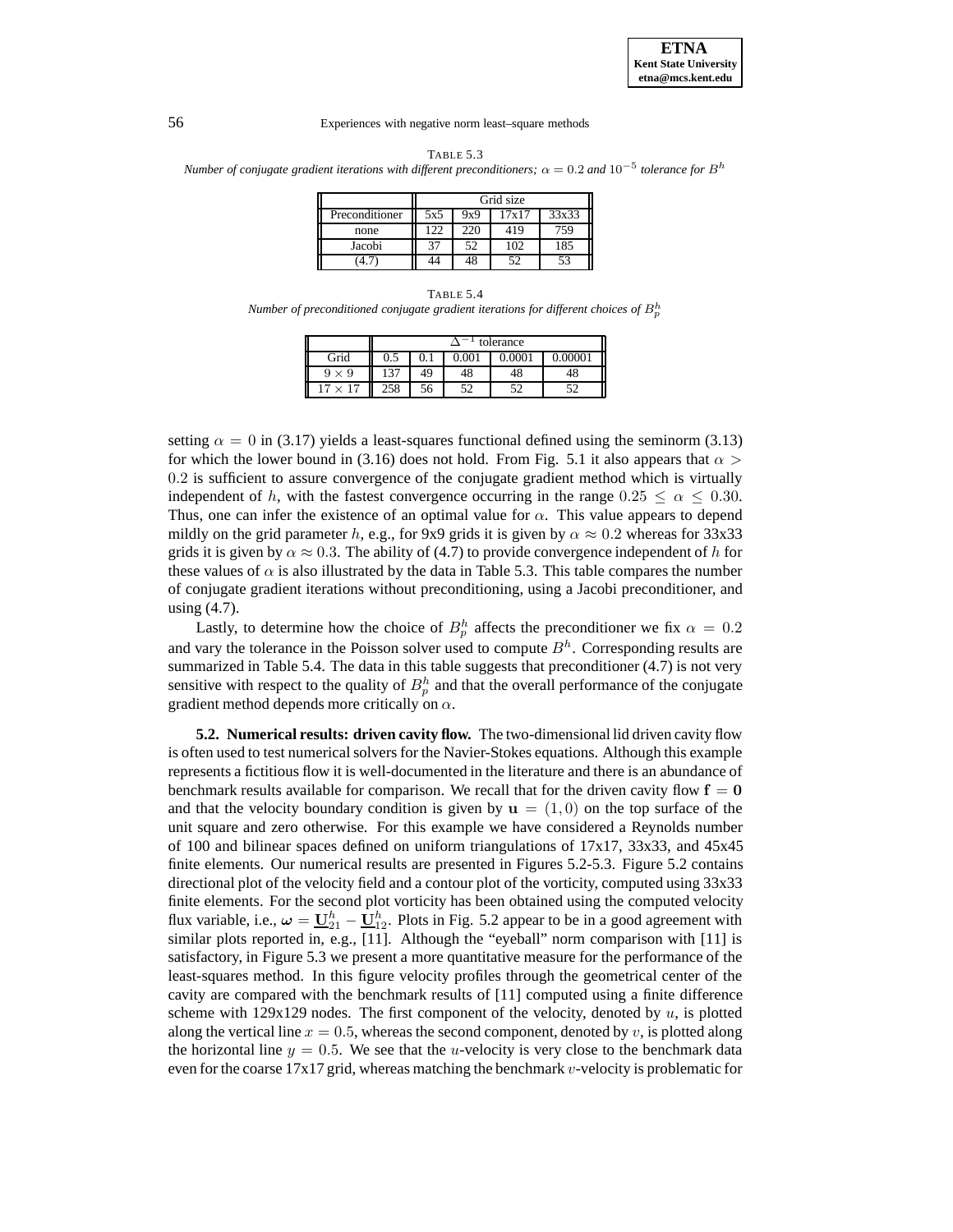TABLE 5.3

*Number of conjugate gradient iterations with different preconditioners; $\alpha = 0.2$ and $10^{-5}$ tolerance for $B^h$*

| | Grid size | | | |
|---|---|---|---|---|
| Preconditioner | 5x5 | 9x9 | 17x17 | 33x33 |
| none | 122 | 220 | 419 | 759 |
| Jacobi | 37 | 52 | 102 | 185 |
| (4.7) | 44 | 48 | 52 | 53 |

TABLE 5.4

*Number of preconditioned conjugate gradient iterations for different choices of $B_p^h$*

| | $\Delta^{-1}$ tolerance | | | | |
|---|---|---|---|---|---|
| Grid | 0.5 | 0.1 | 0.001 | 0.0001 | 0.00001 |
| $9 \times 9$ | 137 | 49 | 48 | 48 | 48 |
| $17 \times 17$ | 258 | 56 | 52 | 52 | 52 |

setting $\alpha = 0$ in (3.17) yields a least-squares functional defined using the seminorm (3.13) for which the lower bound in (3.16) does not hold. From Fig. 5.1 it also appears that $\alpha > 0.2$ is sufficient to assure convergence of the conjugate gradient method which is virtually independent of $h$, with the fastest convergence occurring in the range $0.25 \leq \alpha \leq 0.30$. Thus, one can infer the existence of an optimal value for $\alpha$. This value appears to depend mildly on the grid parameter $h$, e.g., for 9x9 grids it is given by $\alpha \approx 0.2$ whereas for 33x33 grids it is given by $\alpha \approx 0.3$. The ability of (4.7) to provide convergence independent of $h$ for these values of $\alpha$ is also illustrated by the data in Table 5.3. This table compares the number of conjugate gradient iterations without preconditioning, using a Jacobi preconditioner, and using (4.7).

Lastly, to determine how the choice of $B_p^h$ affects the preconditioner we fix $\alpha = 0.2$ and vary the tolerance in the Poisson solver used to compute $B^h$. Corresponding results are summarized in Table 5.4. The data in this table suggests that preconditioner (4.7) is not very sensitive with respect to the quality of $B_p^h$ and that the overall performance of the conjugate gradient method depends more critically on $\alpha$.

**5.2. Numerical results: driven cavity flow.** The two-dimensional lid driven cavity flow is often used to test numerical solvers for the Navier-Stokes equations. Although this example represents a fictitious flow it is well-documented in the literature and there is an abundance of benchmark results available for comparison. We recall that for the driven cavity flow $\mathbf{f} = \mathbf{0}$ and that the velocity boundary condition is given by $\mathbf{u} = (1, 0)$ on the top surface of the unit square and zero otherwise. For this example we have considered a Reynolds number of 100 and bilinear spaces defined on uniform triangulations of 17x17, 33x33, and 45x45 finite elements. Our numerical results are presented in Figures 5.2-5.3. Figure 5.2 contains directional plot of the velocity field and a contour plot of the vorticity, computed using 33x33 finite elements. For the second plot vorticity has been obtained using the computed velocity flux variable, i.e., $\boldsymbol{\omega} = \underline{\mathbf{U}}_{21}^h - \underline{\mathbf{U}}_{12}^h$. Plots in Fig. 5.2 appear to be in a good agreement with similar plots reported in, e.g., [11]. Although the "eyeball" norm comparison with [11] is satisfactory, in Figure 5.3 we present a more quantitative measure for the performance of the least-squares method. In this figure velocity profiles through the geometrical center of the cavity are compared with the benchmark results of [11] computed using a finite difference scheme with 129x129 nodes. The first component of the velocity, denoted by $u$, is plotted along the vertical line $x = 0.5$, whereas the second component, denoted by $v$, is plotted along the horizontal line $y = 0.5$. We see that the $u$-velocity is very close to the benchmark data even for the coarse 17x17 grid, whereas matching the benchmark $v$-velocity is problematic for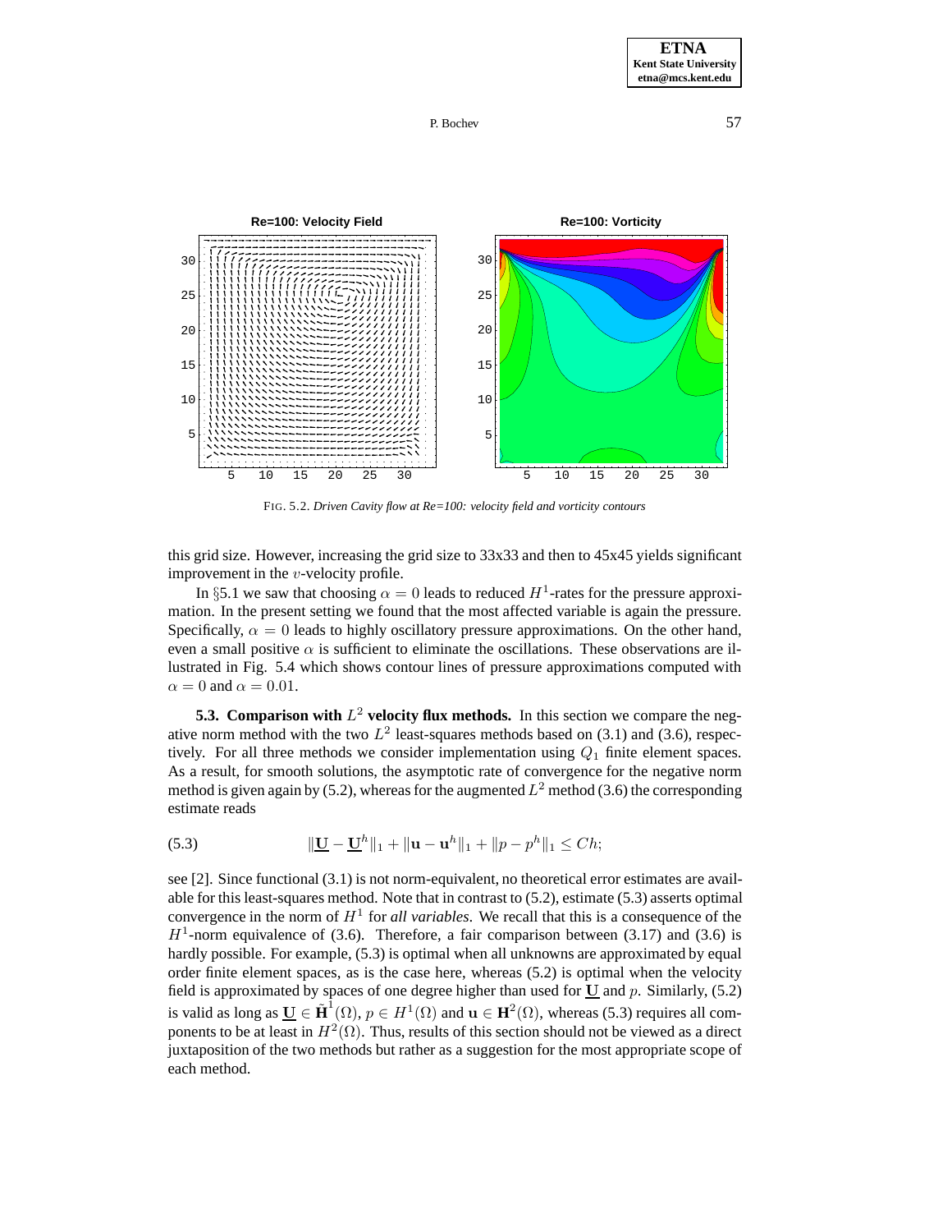Re=100: Velocity Field

Re=100: Vorticity

30
25
20
15
10
5

5 10 15 20 25 30

FIG. 5.2. *Driven Cavity flow at Re=100: velocity field and vorticity contours*

this grid size. However, increasing the grid size to 33x33 and then to 45x45 yields significant improvement in the $v$-velocity profile.

In §5.1 we saw that choosing $\alpha = 0$ leads to reduced $H^1$-rates for the pressure approximation. In the present setting we found that the most affected variable is again the pressure. Specifically, $\alpha = 0$ leads to highly oscillatory pressure approximations. On the other hand, even a small positive $\alpha$ is sufficient to eliminate the oscillations. These observations are illustrated in Fig. 5.4 which shows contour lines of pressure approximations computed with $\alpha = 0$ and $\alpha = 0.01$.

**5.3. Comparison with $L^2$ velocity flux methods.** In this section we compare the negative norm method with the two $L^2$ least-squares methods based on (3.1) and (3.6), respectively. For all three methods we consider implementation using $Q_1$ finite element spaces. As a result, for smooth solutions, the asymptotic rate of convergence for the negative norm method is given again by (5.2), whereas for the augmented $L^2$ method (3.6) the corresponding estimate reads

$$\|\underline{\mathbf{U}} - \underline{\mathbf{U}}^h\|_1 + \|\mathbf{u} - \mathbf{u}^h\|_1 + \|p - p^h\|_1 \leq Ch; \tag{5.3}$$

see [2]. Since functional (3.1) is not norm-equivalent, no theoretical error estimates are available for this least-squares method. Note that in contrast to (5.2), estimate (5.3) asserts optimal convergence in the norm of $H^1$ for *all variables*. We recall that this is a consequence of the $H^1$-norm equivalence of (3.6). Therefore, a fair comparison between (3.17) and (3.6) is hardly possible. For example, (5.3) is optimal when all unknowns are approximated by equal order finite element spaces, as is the case here, whereas (5.2) is optimal when the velocity field is approximated by spaces of one degree higher than used for $\underline{\mathbf{U}}$ and $p$. Similarly, (5.2) is valid as long as $\underline{\mathbf{U}} \in \tilde{\mathbf{H}}^1(\Omega)$, $p \in H^1(\Omega)$ and $\mathbf{u} \in \mathbf{H}^2(\Omega)$, whereas (5.3) requires all components to be at least in $H^2(\Omega)$. Thus, results of this section should not be viewed as a direct juxtaposition of the two methods but rather as a suggestion for the most appropriate scope of each method.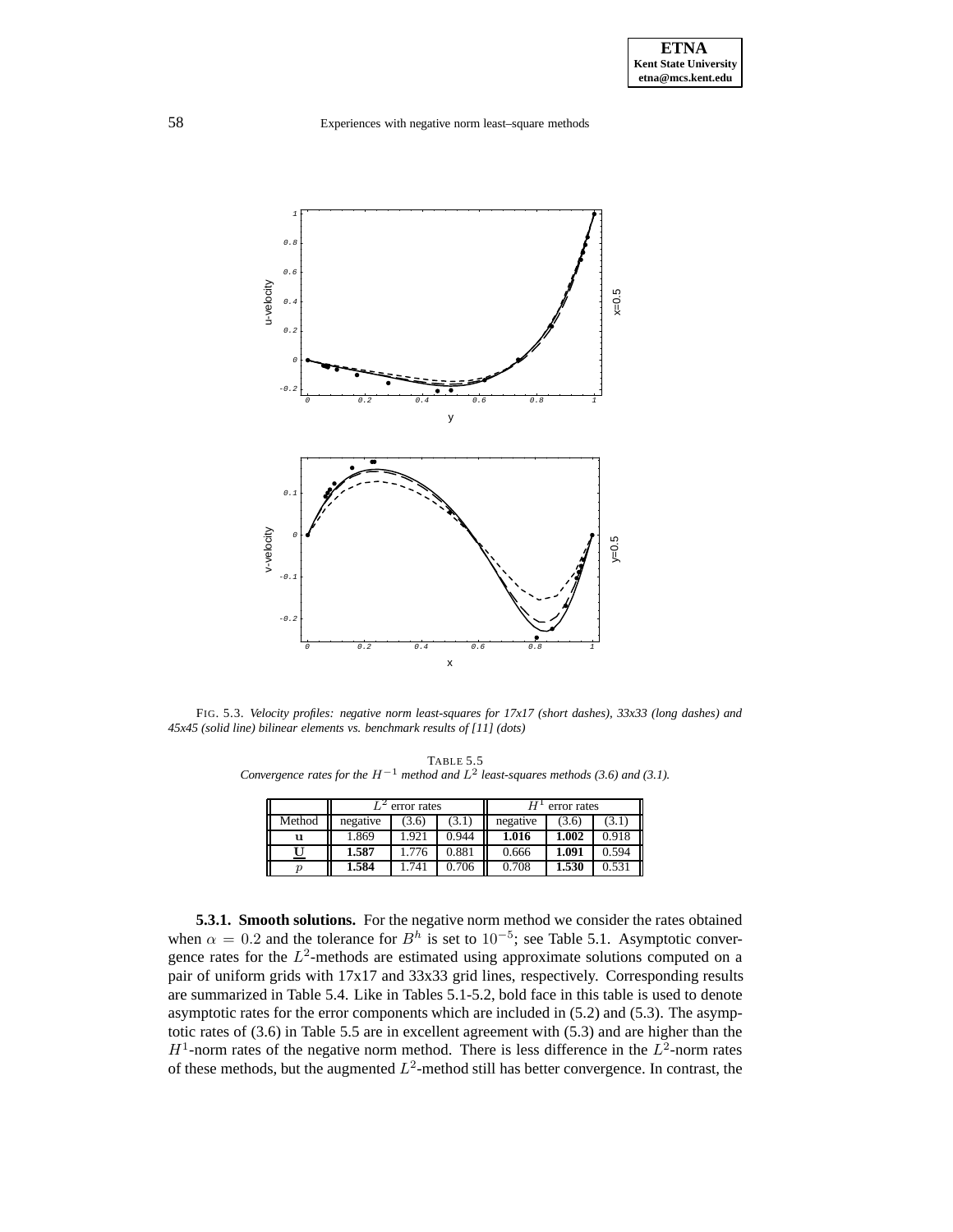1

0.8

0.6

0.4

0.2

0

-0.2

u-velocity

x=0.5

0 0.2 0.4 0.6 0.8 1

y

0.1

0

-0.1

-0.2

v-velocity

y=0.5

0 0.2 0.4 0.6 0.8 1

x

FIG. 5.3. *Velocity profiles: negative norm least-squares for 17x17 (short dashes), 33x33 (long dashes) and 45x45 (solid line) bilinear elements vs. benchmark results of [11] (dots)*

TABLE 5.5
*Convergence rates for the $H^{-1}$ method and $L^2$ least-squares methods (3.6) and (3.1).*

| | $L^2$ error rates | | | $H^1$ error rates | | |
|---|---|---|---|---|---|---|
| Method | negative | (3.6) | (3.1) | negative | (3.6) | (3.1) |
| $\mathbf{u}$ | 1.869 | 1.921 | 0.944 | **1.016** | **1.002** | 0.918 |
| $\underline{\mathbf{U}}$ | **1.587** | 1.776 | 0.881 | 0.666 | **1.091** | 0.594 |
| $p$ | **1.584** | 1.741 | 0.706 | 0.708 | **1.530** | 0.531 |

**5.3.1. Smooth solutions.** For the negative norm method we consider the rates obtained when $\alpha = 0.2$ and the tolerance for $B^h$ is set to $10^{-5}$; see Table 5.1. Asymptotic convergence rates for the $L^2$-methods are estimated using approximate solutions computed on a pair of uniform grids with 17x17 and 33x33 grid lines, respectively. Corresponding results are summarized in Table 5.4. Like in Tables 5.1-5.2, bold face in this table is used to denote asymptotic rates for the error components which are included in (5.2) and (5.3). The asymptotic rates of (3.6) in Table 5.5 are in excellent agreement with (5.3) and are higher than the $H^1$-norm rates of the negative norm method. There is less difference in the $L^2$-norm rates of these methods, but the augmented $L^2$-method still has better convergence. In contrast, the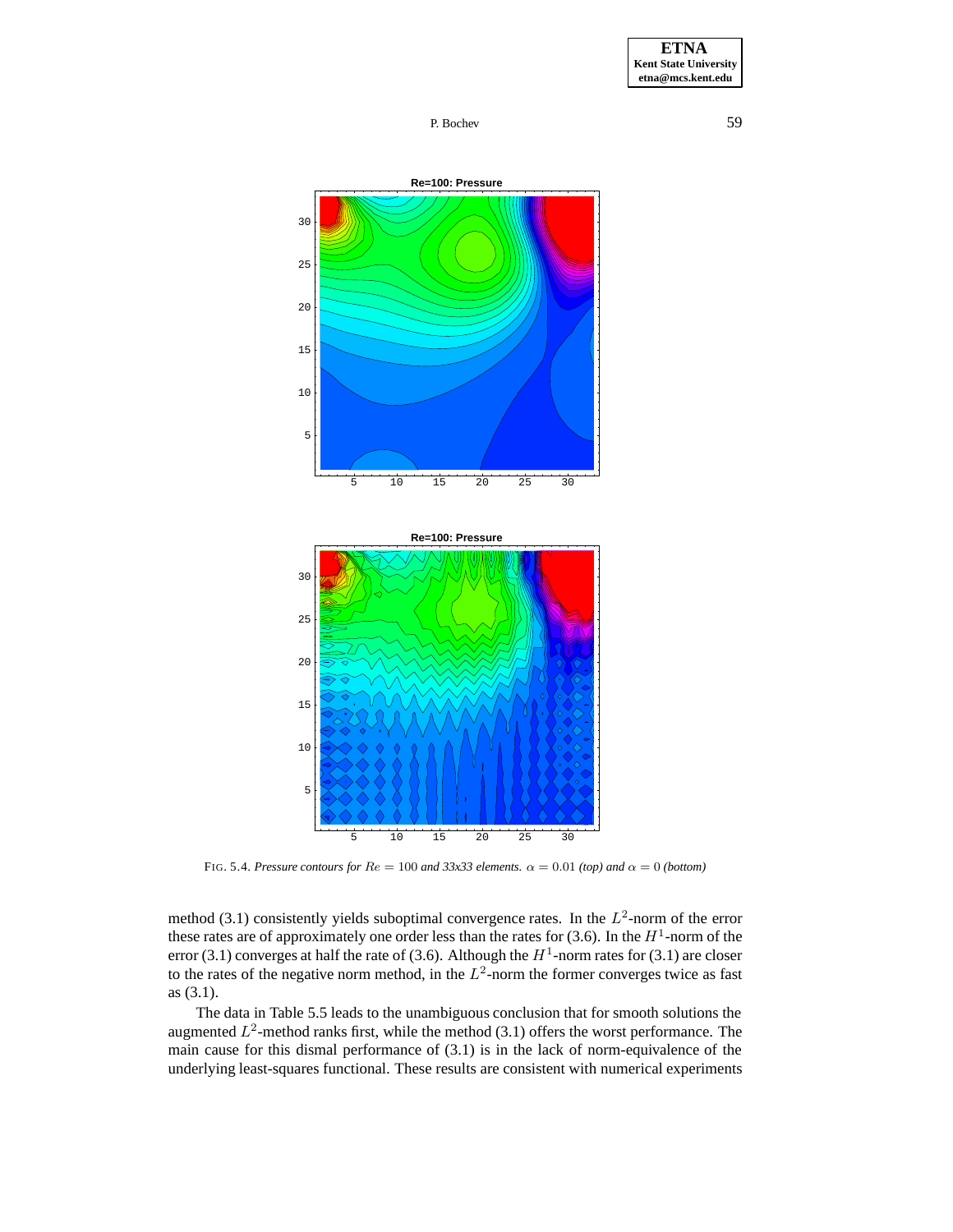Re=100: Pressure

30
25
20
15
10
5

5 10 15 20 25 30

Re=100: Pressure

30
25
20
15
10
5

5 10 15 20 25 30

FIG. 5.4. *Pressure contours for $Re = 100$ and 33x33 elements. $\alpha = 0.01$ (top) and $\alpha = 0$ (bottom)*

method (3.1) consistently yields suboptimal convergence rates. In the $L^2$-norm of the error these rates are of approximately one order less than the rates for (3.6). In the $H^1$-norm of the error (3.1) converges at half the rate of (3.6). Although the $H^1$-norm rates for (3.1) are closer to the rates of the negative norm method, in the $L^2$-norm the former converges twice as fast as (3.1).

The data in Table 5.5 leads to the unambiguous conclusion that for smooth solutions the augmented $L^2$-method ranks first, while the method (3.1) offers the worst performance. The main cause for this dismal performance of (3.1) is in the lack of norm-equivalence of the underlying least-squares functional. These results are consistent with numerical experiments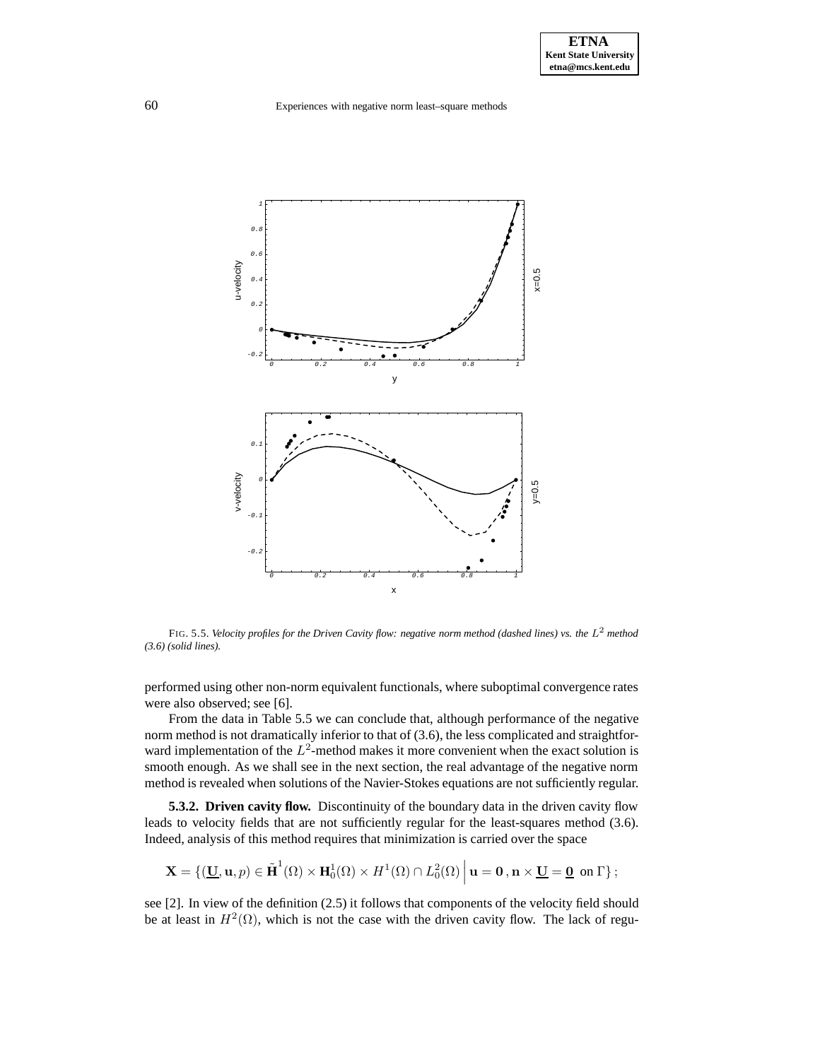1

0.8

0.6

u-velocity

0.4

0.2

0

-0.2

0 0.2 0.4 0.6 0.8 1

y

x=0.5

0.1

0

v-velocity

-0.1

-0.2

0 0.2 0.4 0.6 0.8 1

x

y=0.5

FIG. 5.5. *Velocity profiles for the Driven Cavity flow: negative norm method (dashed lines) vs. the $L^2$ method (3.6) (solid lines).*

performed using other non-norm equivalent functionals, where suboptimal convergence rates were also observed; see [6].

From the data in Table 5.5 we can conclude that, although performance of the negative norm method is not dramatically inferior to that of (3.6), the less complicated and straightforward implementation of the $L^2$-method makes it more convenient when the exact solution is smooth enough. As we shall see in the next section, the real advantage of the negative norm method is revealed when solutions of the Navier-Stokes equations are not sufficiently regular.

**5.3.2. Driven cavity flow.** Discontinuity of the boundary data in the driven cavity flow leads to velocity fields that are not sufficiently regular for the least-squares method (3.6). Indeed, analysis of this method requires that minimization is carried over the space

$$\mathbf{X} = \{(\underline{\mathbf{U}}, \mathbf{u}, p) \in \tilde{\mathbf{H}}^1(\Omega) \times \mathbf{H}^1_0(\Omega) \times H^1(\Omega) \cap L^2_0(\Omega) \,\Big|\, \mathbf{u} = \mathbf{0}\,, \mathbf{n} \times \underline{\mathbf{U}} = \underline{\mathbf{0}} \text{ on } \Gamma\}\,;$$

see [2]. In view of the definition (2.5) it follows that components of the velocity field should be at least in $H^2(\Omega)$, which is not the case with the driven cavity flow. The lack of regu-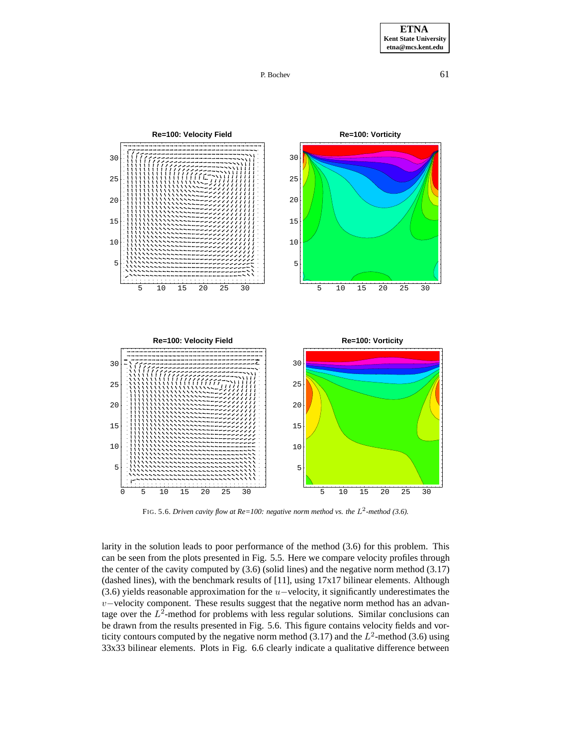Re=100: Velocity Field

30
25
20
15
10
5

5 10 15 20 25 30

Re=100: Vorticity

30
25
20
15
10
5

5 10 15 20 25 30

Re=100: Velocity Field

30
25
20
15
10
5

0 5 10 15 20 25 30

Re=100: Vorticity

30
25
20
15
10
5

5 10 15 20 25 30

FIG. 5.6. *Driven cavity flow at Re=100: negative norm method vs. the $L^2$-method (3.6).*

larity in the solution leads to poor performance of the method (3.6) for this problem. This can be seen from the plots presented in Fig. 5.5. Here we compare velocity profiles through the center of the cavity computed by (3.6) (solid lines) and the negative norm method (3.17) (dashed lines), with the benchmark results of [11], using 17x17 bilinear elements. Although (3.6) yields reasonable approximation for the $u-$velocity, it significantly underestimates the $v-$velocity component. These results suggest that the negative norm method has an advantage over the $L^2$-method for problems with less regular solutions. Similar conclusions can be drawn from the results presented in Fig. 5.6. This figure contains velocity fields and vorticity contours computed by the negative norm method (3.17) and the $L^2$-method (3.6) using 33x33 bilinear elements. Plots in Fig. 6.6 clearly indicate a qualitative difference between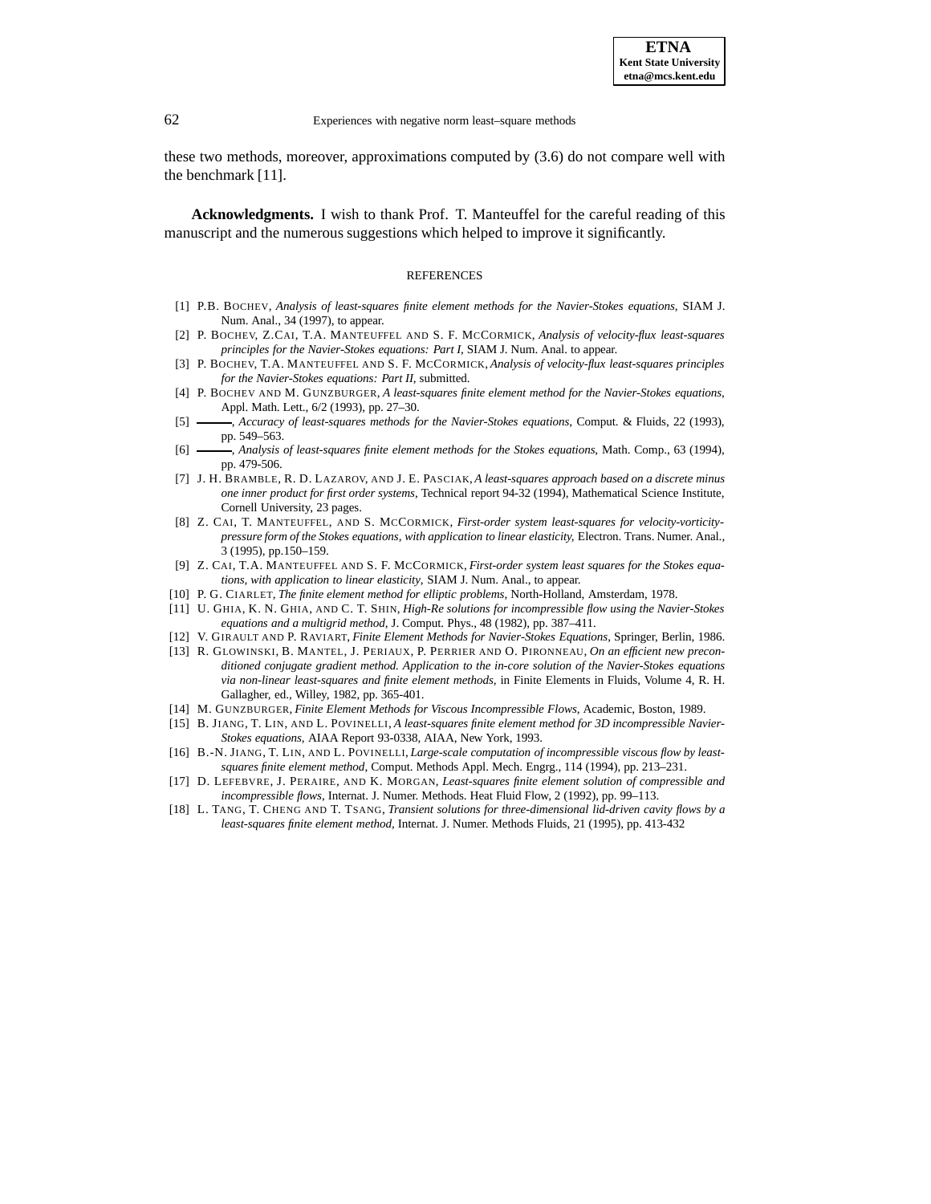these two methods, moreover, approximations computed by (3.6) do not compare well with the benchmark [11].

**Acknowledgments.** I wish to thank Prof. T. Manteuffel for the careful reading of this manuscript and the numerous suggestions which helped to improve it significantly.

## REFERENCES

[1] P.B. Bochev, *Analysis of least-squares finite element methods for the Navier-Stokes equations*, SIAM J. Num. Anal., 34 (1997), to appear.

[2] P. Bochev, Z.Cai, T.A. Manteuffel and S. F. McCormick, *Analysis of velocity-flux least-squares principles for the Navier-Stokes equations: Part I*, SIAM J. Num. Anal. to appear.

[3] P. Bochev, T.A. Manteuffel and S. F. McCormick, *Analysis of velocity-flux least-squares principles for the Navier-Stokes equations: Part II*, submitted.

[4] P. Bochev and M. Gunzburger, *A least-squares finite element method for the Navier-Stokes equations*, Appl. Math. Lett., 6/2 (1993), pp. 27–30.

[5] ———, *Accuracy of least-squares methods for the Navier-Stokes equations*, Comput. & Fluids, 22 (1993), pp. 549–563.

[6] ———, *Analysis of least-squares finite element methods for the Stokes equations*, Math. Comp., 63 (1994), pp. 479-506.

[7] J. H. Bramble, R. D. Lazarov, and J. E. Pasciak, *A least-squares approach based on a discrete minus one inner product for first order systems*, Technical report 94-32 (1994), Mathematical Science Institute, Cornell University, 23 pages.

[8] Z. Cai, T. Manteuffel, and S. McCormick, *First-order system least-squares for velocity-vorticity-pressure form of the Stokes equations, with application to linear elasticity*, Electron. Trans. Numer. Anal., 3 (1995), pp.150–159.

[9] Z. Cai, T.A. Manteuffel and S. F. McCormick, *First-order system least squares for the Stokes equations, with application to linear elasticity*, SIAM J. Num. Anal., to appear.

[10] P. G. Ciarlet, *The finite element method for elliptic problems*, North-Holland, Amsterdam, 1978.

[11] U. Ghia, K. N. Ghia, and C. T. Shin, *High-Re solutions for incompressible flow using the Navier-Stokes equations and a multigrid method*, J. Comput. Phys., 48 (1982), pp. 387–411.

[12] V. Girault and P. Raviart, *Finite Element Methods for Navier-Stokes Equations*, Springer, Berlin, 1986.

[13] R. Glowinski, B. Mantel, J. Periaux, P. Perrier and O. Pironneau, *On an efficient new preconditioned conjugate gradient method. Application to the in-core solution of the Navier-Stokes equations via non-linear least-squares and finite element methods*, in Finite Elements in Fluids, Volume 4, R. H. Gallagher, ed., Willey, 1982, pp. 365-401.

[14] M. Gunzburger, *Finite Element Methods for Viscous Incompressible Flows*, Academic, Boston, 1989.

[15] B. Jiang, T. Lin, and L. Povinelli, *A least-squares finite element method for 3D incompressible Navier-Stokes equations*, AIAA Report 93-0338, AIAA, New York, 1993.

[16] B.-N. Jiang, T. Lin, and L. Povinelli, *Large-scale computation of incompressible viscous flow by least-squares finite element method*, Comput. Methods Appl. Mech. Engrg., 114 (1994), pp. 213–231.

[17] D. Lefebvre, J. Peraire, and K. Morgan, *Least-squares finite element solution of compressible and incompressible flows*, Internat. J. Numer. Methods. Heat Fluid Flow, 2 (1992), pp. 99–113.

[18] L. Tang, T. Cheng and T. Tsang, *Transient solutions for three-dimensional lid-driven cavity flows by a least-squares finite element method*, Internat. J. Numer. Methods Fluids, 21 (1995), pp. 413-432